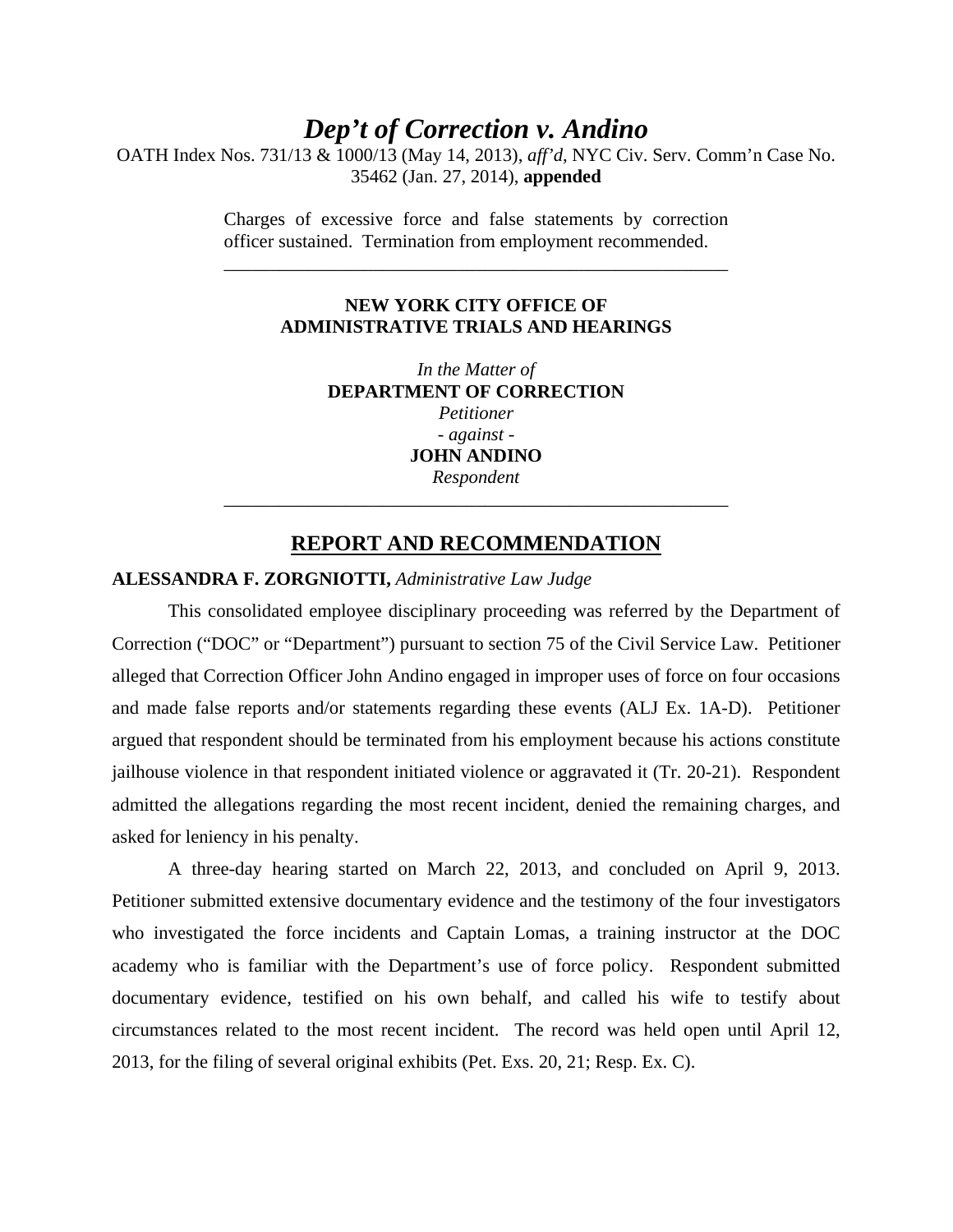# *Dep't of Correction v. Andino*

OATH Index Nos. 731/13 & 1000/13 (May 14, 2013), *aff'd*, NYC Civ. Serv. Comm'n Case No. 35462 (Jan. 27, 2014), **appended**

Charges of excessive force and false statements by correction officer sustained. Termination from employment recommended.

---

**NEW YORK CITY OFFICE OF ADMINISTRATIVE TRIALS AND HEARINGS**

*In the Matter of*
**DEPARTMENT OF CORRECTION**
*Petitioner*
*- against -*
**JOHN ANDINO**
*Respondent*

---

## REPORT AND RECOMMENDATION

**ALESSANDRA F. ZORGNIOTTI,** *Administrative Law Judge*

This consolidated employee disciplinary proceeding was referred by the Department of Correction ("DOC" or "Department") pursuant to section 75 of the Civil Service Law. Petitioner alleged that Correction Officer John Andino engaged in improper uses of force on four occasions and made false reports and/or statements regarding these events (ALJ Ex. 1A-D). Petitioner argued that respondent should be terminated from his employment because his actions constitute jailhouse violence in that respondent initiated violence or aggravated it (Tr. 20-21). Respondent admitted the allegations regarding the most recent incident, denied the remaining charges, and asked for leniency in his penalty.

A three-day hearing started on March 22, 2013, and concluded on April 9, 2013. Petitioner submitted extensive documentary evidence and the testimony of the four investigators who investigated the force incidents and Captain Lomas, a training instructor at the DOC academy who is familiar with the Department's use of force policy. Respondent submitted documentary evidence, testified on his own behalf, and called his wife to testify about circumstances related to the most recent incident. The record was held open until April 12, 2013, for the filing of several original exhibits (Pet. Exs. 20, 21; Resp. Ex. C).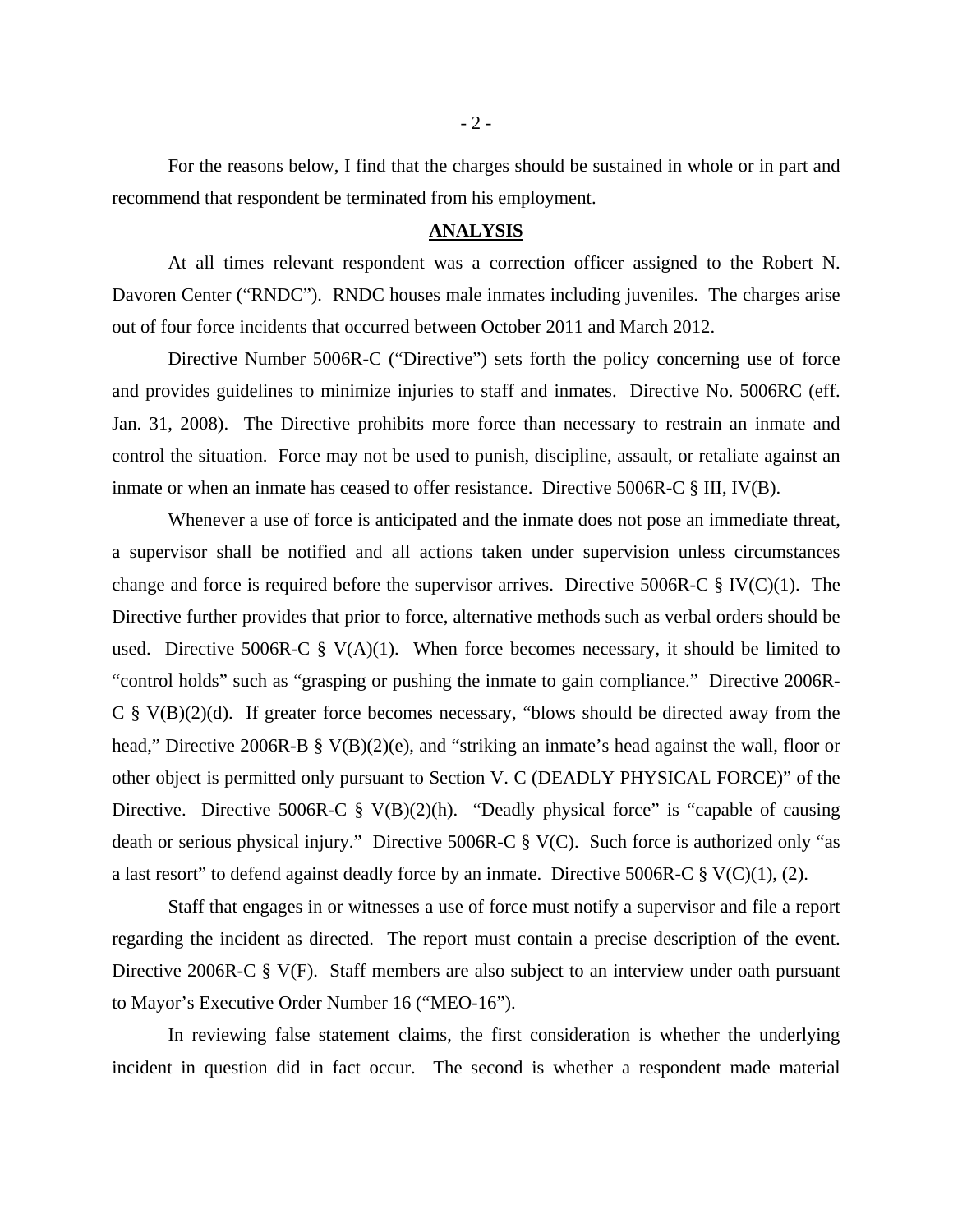For the reasons below, I find that the charges should be sustained in whole or in part and recommend that respondent be terminated from his employment.

## ANALYSIS

At all times relevant respondent was a correction officer assigned to the Robert N. Davoren Center ("RNDC"). RNDC houses male inmates including juveniles. The charges arise out of four force incidents that occurred between October 2011 and March 2012.

Directive Number 5006R-C ("Directive") sets forth the policy concerning use of force and provides guidelines to minimize injuries to staff and inmates. Directive No. 5006RC (eff. Jan. 31, 2008). The Directive prohibits more force than necessary to restrain an inmate and control the situation. Force may not be used to punish, discipline, assault, or retaliate against an inmate or when an inmate has ceased to offer resistance. Directive 5006R-C § III, IV(B).

Whenever a use of force is anticipated and the inmate does not pose an immediate threat, a supervisor shall be notified and all actions taken under supervision unless circumstances change and force is required before the supervisor arrives. Directive 5006R-C § IV(C)(1). The Directive further provides that prior to force, alternative methods such as verbal orders should be used. Directive 5006R-C § V(A)(1). When force becomes necessary, it should be limited to "control holds" such as "grasping or pushing the inmate to gain compliance." Directive 2006R-C § V(B)(2)(d). If greater force becomes necessary, "blows should be directed away from the head," Directive 2006R-B § V(B)(2)(e), and "striking an inmate's head against the wall, floor or other object is permitted only pursuant to Section V. C (DEADLY PHYSICAL FORCE)" of the Directive. Directive 5006R-C § V(B)(2)(h). "Deadly physical force" is "capable of causing death or serious physical injury." Directive 5006R-C § V(C). Such force is authorized only "as a last resort" to defend against deadly force by an inmate. Directive 5006R-C § V(C)(1), (2).

Staff that engages in or witnesses a use of force must notify a supervisor and file a report regarding the incident as directed. The report must contain a precise description of the event. Directive 2006R-C § V(F). Staff members are also subject to an interview under oath pursuant to Mayor's Executive Order Number 16 ("MEO-16").

In reviewing false statement claims, the first consideration is whether the underlying incident in question did in fact occur. The second is whether a respondent made material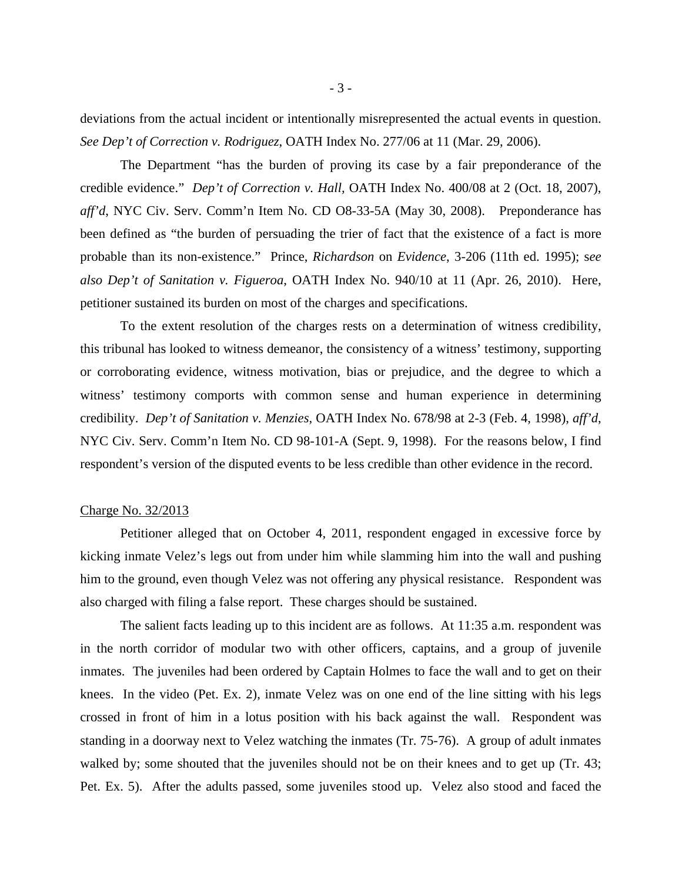deviations from the actual incident or intentionally misrepresented the actual events in question. *See Dep't of Correction v. Rodriguez*, OATH Index No. 277/06 at 11 (Mar. 29, 2006).

The Department "has the burden of proving its case by a fair preponderance of the credible evidence." *Dep't of Correction v. Hall,* OATH Index No. 400/08 at 2 (Oct. 18, 2007), *aff'd*, NYC Civ. Serv. Comm'n Item No. CD O8-33-5A (May 30, 2008). Preponderance has been defined as "the burden of persuading the trier of fact that the existence of a fact is more probable than its non-existence." Prince, *Richardson* on *Evidence*, 3-206 (11th ed. 1995); s*ee also Dep't of Sanitation v. Figueroa*, OATH Index No. 940/10 at 11 (Apr. 26, 2010). Here, petitioner sustained its burden on most of the charges and specifications.

To the extent resolution of the charges rests on a determination of witness credibility, this tribunal has looked to witness demeanor, the consistency of a witness' testimony, supporting or corroborating evidence, witness motivation, bias or prejudice, and the degree to which a witness' testimony comports with common sense and human experience in determining credibility. *Dep't of Sanitation v. Menzies*, OATH Index No. 678/98 at 2-3 (Feb. 4, 1998), *aff'd*, NYC Civ. Serv. Comm'n Item No. CD 98-101-A (Sept. 9, 1998). For the reasons below, I find respondent's version of the disputed events to be less credible than other evidence in the record.

Charge No. 32/2013

Petitioner alleged that on October 4, 2011, respondent engaged in excessive force by kicking inmate Velez's legs out from under him while slamming him into the wall and pushing him to the ground, even though Velez was not offering any physical resistance. Respondent was also charged with filing a false report. These charges should be sustained.

The salient facts leading up to this incident are as follows. At 11:35 a.m. respondent was in the north corridor of modular two with other officers, captains, and a group of juvenile inmates. The juveniles had been ordered by Captain Holmes to face the wall and to get on their knees. In the video (Pet. Ex. 2), inmate Velez was on one end of the line sitting with his legs crossed in front of him in a lotus position with his back against the wall. Respondent was standing in a doorway next to Velez watching the inmates (Tr. 75-76). A group of adult inmates walked by; some shouted that the juveniles should not be on their knees and to get up (Tr. 43; Pet. Ex. 5). After the adults passed, some juveniles stood up. Velez also stood and faced the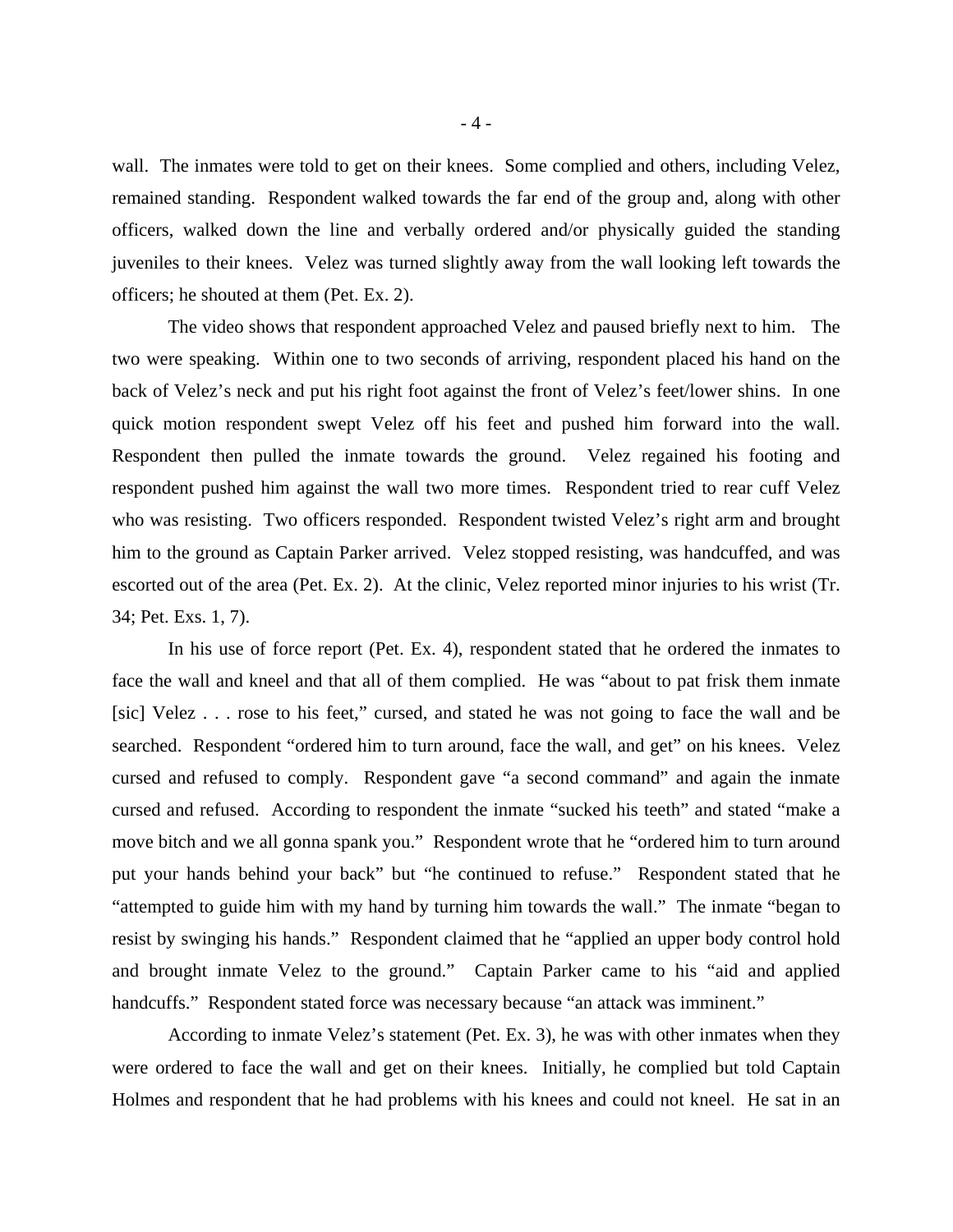wall. The inmates were told to get on their knees. Some complied and others, including Velez, remained standing. Respondent walked towards the far end of the group and, along with other officers, walked down the line and verbally ordered and/or physically guided the standing juveniles to their knees. Velez was turned slightly away from the wall looking left towards the officers; he shouted at them (Pet. Ex. 2).

The video shows that respondent approached Velez and paused briefly next to him. The two were speaking. Within one to two seconds of arriving, respondent placed his hand on the back of Velez's neck and put his right foot against the front of Velez's feet/lower shins. In one quick motion respondent swept Velez off his feet and pushed him forward into the wall. Respondent then pulled the inmate towards the ground. Velez regained his footing and respondent pushed him against the wall two more times. Respondent tried to rear cuff Velez who was resisting. Two officers responded. Respondent twisted Velez's right arm and brought him to the ground as Captain Parker arrived. Velez stopped resisting, was handcuffed, and was escorted out of the area (Pet. Ex. 2). At the clinic, Velez reported minor injuries to his wrist (Tr. 34; Pet. Exs. 1, 7).

In his use of force report (Pet. Ex. 4), respondent stated that he ordered the inmates to face the wall and kneel and that all of them complied. He was "about to pat frisk them inmate [sic] Velez . . . rose to his feet," cursed, and stated he was not going to face the wall and be searched. Respondent "ordered him to turn around, face the wall, and get" on his knees. Velez cursed and refused to comply. Respondent gave "a second command" and again the inmate cursed and refused. According to respondent the inmate "sucked his teeth" and stated "make a move bitch and we all gonna spank you." Respondent wrote that he "ordered him to turn around put your hands behind your back" but "he continued to refuse." Respondent stated that he "attempted to guide him with my hand by turning him towards the wall." The inmate "began to resist by swinging his hands." Respondent claimed that he "applied an upper body control hold and brought inmate Velez to the ground." Captain Parker came to his "aid and applied handcuffs." Respondent stated force was necessary because "an attack was imminent."

According to inmate Velez's statement (Pet. Ex. 3), he was with other inmates when they were ordered to face the wall and get on their knees. Initially, he complied but told Captain Holmes and respondent that he had problems with his knees and could not kneel. He sat in an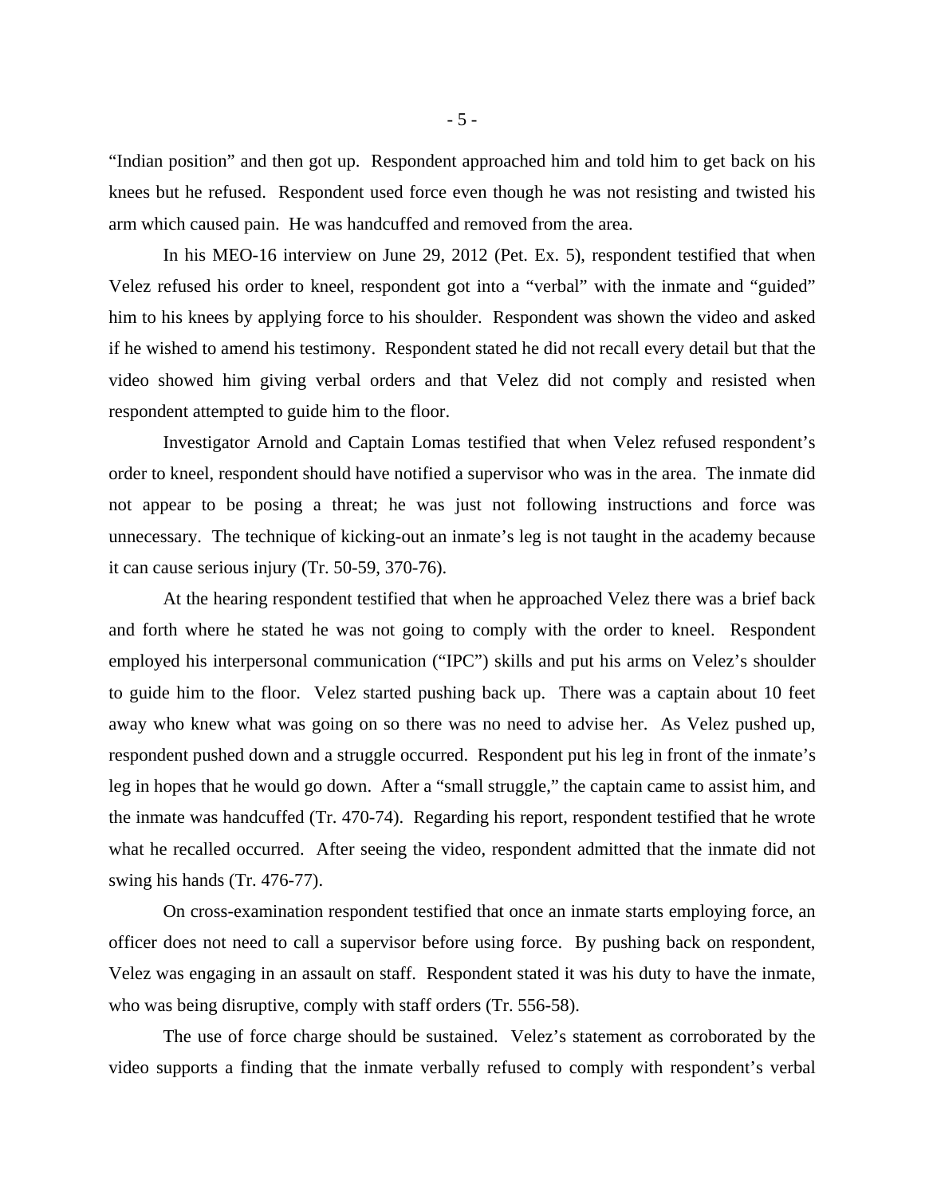"Indian position" and then got up. Respondent approached him and told him to get back on his knees but he refused. Respondent used force even though he was not resisting and twisted his arm which caused pain. He was handcuffed and removed from the area.

In his MEO-16 interview on June 29, 2012 (Pet. Ex. 5), respondent testified that when Velez refused his order to kneel, respondent got into a "verbal" with the inmate and "guided" him to his knees by applying force to his shoulder. Respondent was shown the video and asked if he wished to amend his testimony. Respondent stated he did not recall every detail but that the video showed him giving verbal orders and that Velez did not comply and resisted when respondent attempted to guide him to the floor.

Investigator Arnold and Captain Lomas testified that when Velez refused respondent's order to kneel, respondent should have notified a supervisor who was in the area. The inmate did not appear to be posing a threat; he was just not following instructions and force was unnecessary. The technique of kicking-out an inmate's leg is not taught in the academy because it can cause serious injury (Tr. 50-59, 370-76).

At the hearing respondent testified that when he approached Velez there was a brief back and forth where he stated he was not going to comply with the order to kneel. Respondent employed his interpersonal communication ("IPC") skills and put his arms on Velez's shoulder to guide him to the floor. Velez started pushing back up. There was a captain about 10 feet away who knew what was going on so there was no need to advise her. As Velez pushed up, respondent pushed down and a struggle occurred. Respondent put his leg in front of the inmate's leg in hopes that he would go down. After a "small struggle," the captain came to assist him, and the inmate was handcuffed (Tr. 470-74). Regarding his report, respondent testified that he wrote what he recalled occurred. After seeing the video, respondent admitted that the inmate did not swing his hands (Tr. 476-77).

On cross-examination respondent testified that once an inmate starts employing force, an officer does not need to call a supervisor before using force. By pushing back on respondent, Velez was engaging in an assault on staff. Respondent stated it was his duty to have the inmate, who was being disruptive, comply with staff orders (Tr. 556-58).

The use of force charge should be sustained. Velez's statement as corroborated by the video supports a finding that the inmate verbally refused to comply with respondent's verbal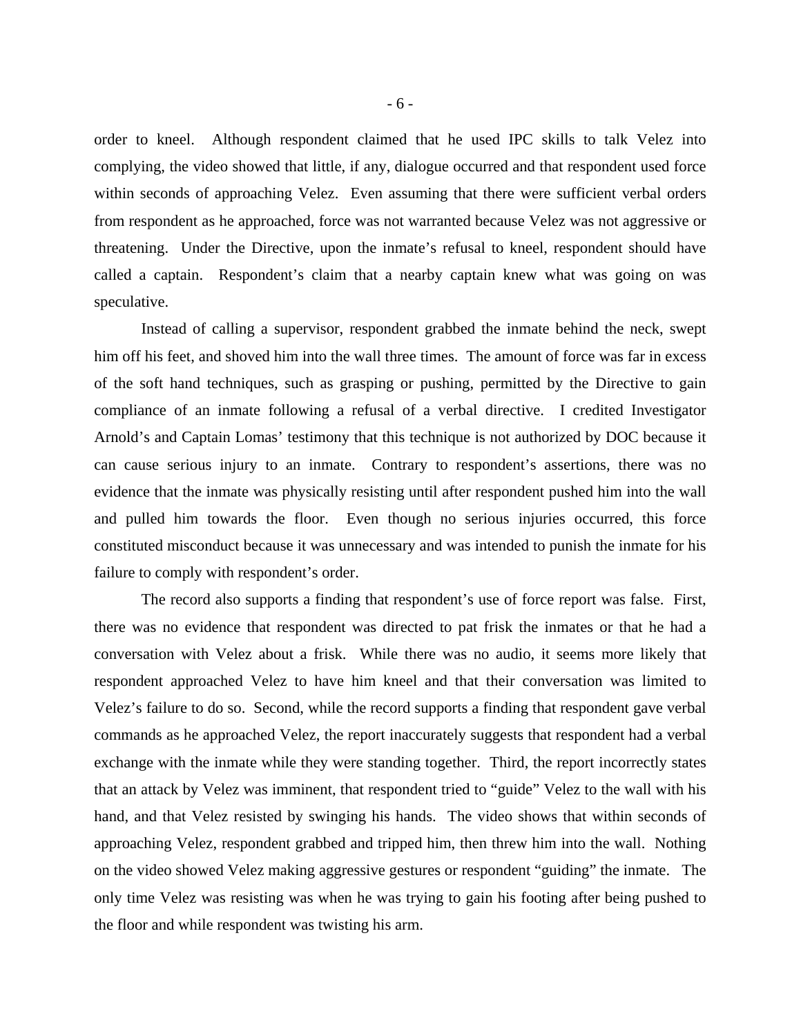order to kneel. Although respondent claimed that he used IPC skills to talk Velez into complying, the video showed that little, if any, dialogue occurred and that respondent used force within seconds of approaching Velez. Even assuming that there were sufficient verbal orders from respondent as he approached, force was not warranted because Velez was not aggressive or threatening. Under the Directive, upon the inmate's refusal to kneel, respondent should have called a captain. Respondent's claim that a nearby captain knew what was going on was speculative.

Instead of calling a supervisor, respondent grabbed the inmate behind the neck, swept him off his feet, and shoved him into the wall three times. The amount of force was far in excess of the soft hand techniques, such as grasping or pushing, permitted by the Directive to gain compliance of an inmate following a refusal of a verbal directive. I credited Investigator Arnold's and Captain Lomas' testimony that this technique is not authorized by DOC because it can cause serious injury to an inmate. Contrary to respondent's assertions, there was no evidence that the inmate was physically resisting until after respondent pushed him into the wall and pulled him towards the floor. Even though no serious injuries occurred, this force constituted misconduct because it was unnecessary and was intended to punish the inmate for his failure to comply with respondent's order.

The record also supports a finding that respondent's use of force report was false. First, there was no evidence that respondent was directed to pat frisk the inmates or that he had a conversation with Velez about a frisk. While there was no audio, it seems more likely that respondent approached Velez to have him kneel and that their conversation was limited to Velez's failure to do so. Second, while the record supports a finding that respondent gave verbal commands as he approached Velez, the report inaccurately suggests that respondent had a verbal exchange with the inmate while they were standing together. Third, the report incorrectly states that an attack by Velez was imminent, that respondent tried to "guide" Velez to the wall with his hand, and that Velez resisted by swinging his hands. The video shows that within seconds of approaching Velez, respondent grabbed and tripped him, then threw him into the wall. Nothing on the video showed Velez making aggressive gestures or respondent "guiding" the inmate. The only time Velez was resisting was when he was trying to gain his footing after being pushed to the floor and while respondent was twisting his arm.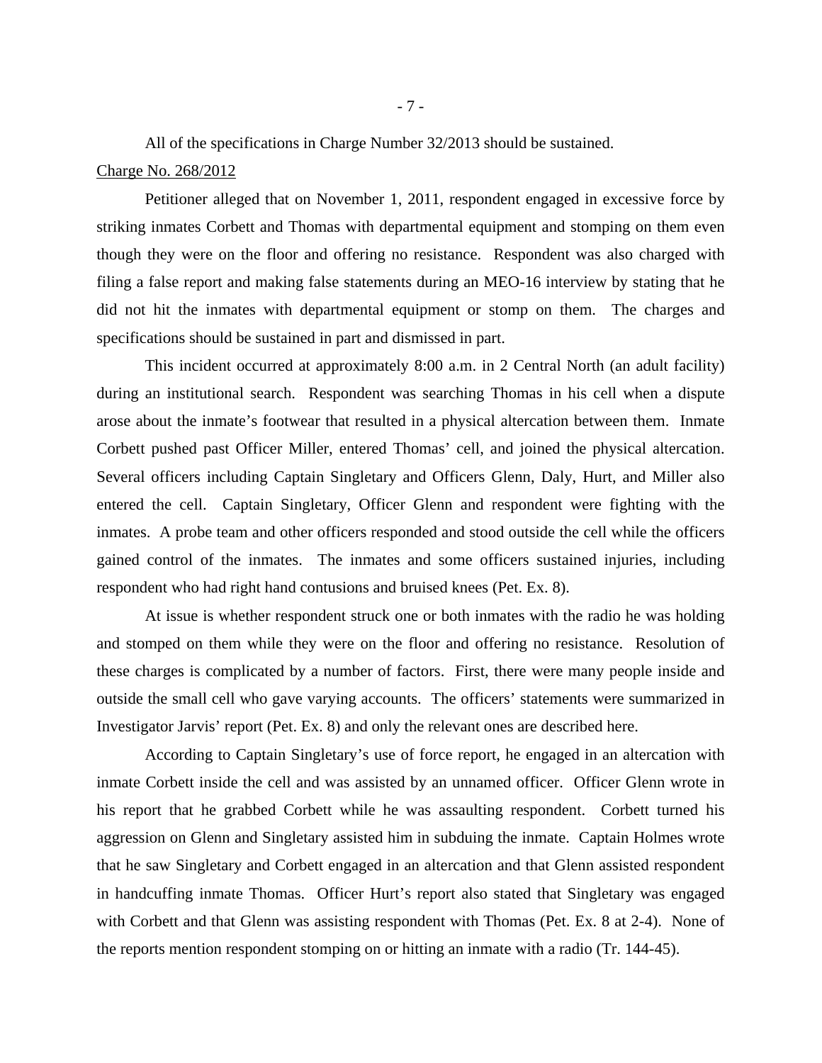All of the specifications in Charge Number 32/2013 should be sustained.

<u>Charge No. 268/2012</u>

Petitioner alleged that on November 1, 2011, respondent engaged in excessive force by striking inmates Corbett and Thomas with departmental equipment and stomping on them even though they were on the floor and offering no resistance. Respondent was also charged with filing a false report and making false statements during an MEO-16 interview by stating that he did not hit the inmates with departmental equipment or stomp on them. The charges and specifications should be sustained in part and dismissed in part.

This incident occurred at approximately 8:00 a.m. in 2 Central North (an adult facility) during an institutional search. Respondent was searching Thomas in his cell when a dispute arose about the inmate's footwear that resulted in a physical altercation between them. Inmate Corbett pushed past Officer Miller, entered Thomas' cell, and joined the physical altercation. Several officers including Captain Singletary and Officers Glenn, Daly, Hurt, and Miller also entered the cell. Captain Singletary, Officer Glenn and respondent were fighting with the inmates. A probe team and other officers responded and stood outside the cell while the officers gained control of the inmates. The inmates and some officers sustained injuries, including respondent who had right hand contusions and bruised knees (Pet. Ex. 8).

At issue is whether respondent struck one or both inmates with the radio he was holding and stomped on them while they were on the floor and offering no resistance. Resolution of these charges is complicated by a number of factors. First, there were many people inside and outside the small cell who gave varying accounts. The officers' statements were summarized in Investigator Jarvis' report (Pet. Ex. 8) and only the relevant ones are described here.

According to Captain Singletary's use of force report, he engaged in an altercation with inmate Corbett inside the cell and was assisted by an unnamed officer. Officer Glenn wrote in his report that he grabbed Corbett while he was assaulting respondent. Corbett turned his aggression on Glenn and Singletary assisted him in subduing the inmate. Captain Holmes wrote that he saw Singletary and Corbett engaged in an altercation and that Glenn assisted respondent in handcuffing inmate Thomas. Officer Hurt's report also stated that Singletary was engaged with Corbett and that Glenn was assisting respondent with Thomas (Pet. Ex. 8 at 2-4). None of the reports mention respondent stomping on or hitting an inmate with a radio (Tr. 144-45).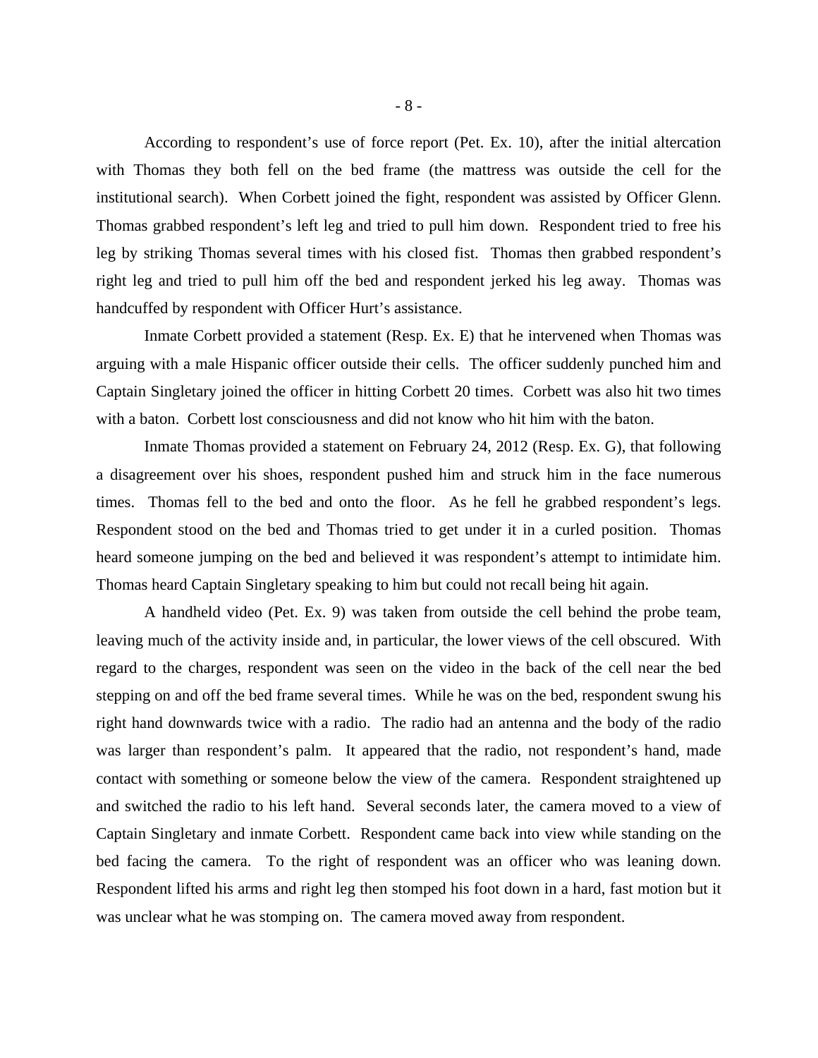According to respondent's use of force report (Pet. Ex. 10), after the initial altercation with Thomas they both fell on the bed frame (the mattress was outside the cell for the institutional search). When Corbett joined the fight, respondent was assisted by Officer Glenn. Thomas grabbed respondent's left leg and tried to pull him down. Respondent tried to free his leg by striking Thomas several times with his closed fist. Thomas then grabbed respondent's right leg and tried to pull him off the bed and respondent jerked his leg away. Thomas was handcuffed by respondent with Officer Hurt's assistance.

Inmate Corbett provided a statement (Resp. Ex. E) that he intervened when Thomas was arguing with a male Hispanic officer outside their cells. The officer suddenly punched him and Captain Singletary joined the officer in hitting Corbett 20 times. Corbett was also hit two times with a baton. Corbett lost consciousness and did not know who hit him with the baton.

Inmate Thomas provided a statement on February 24, 2012 (Resp. Ex. G), that following a disagreement over his shoes, respondent pushed him and struck him in the face numerous times. Thomas fell to the bed and onto the floor. As he fell he grabbed respondent's legs. Respondent stood on the bed and Thomas tried to get under it in a curled position. Thomas heard someone jumping on the bed and believed it was respondent's attempt to intimidate him. Thomas heard Captain Singletary speaking to him but could not recall being hit again.

A handheld video (Pet. Ex. 9) was taken from outside the cell behind the probe team, leaving much of the activity inside and, in particular, the lower views of the cell obscured. With regard to the charges, respondent was seen on the video in the back of the cell near the bed stepping on and off the bed frame several times. While he was on the bed, respondent swung his right hand downwards twice with a radio. The radio had an antenna and the body of the radio was larger than respondent's palm. It appeared that the radio, not respondent's hand, made contact with something or someone below the view of the camera. Respondent straightened up and switched the radio to his left hand. Several seconds later, the camera moved to a view of Captain Singletary and inmate Corbett. Respondent came back into view while standing on the bed facing the camera. To the right of respondent was an officer who was leaning down. Respondent lifted his arms and right leg then stomped his foot down in a hard, fast motion but it was unclear what he was stomping on. The camera moved away from respondent.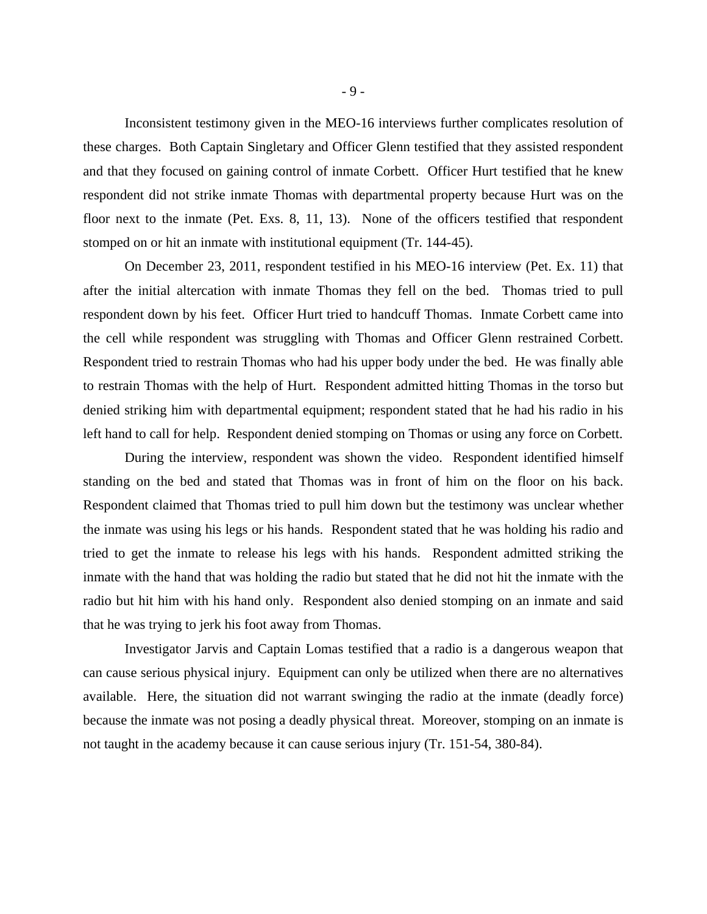Inconsistent testimony given in the MEO-16 interviews further complicates resolution of these charges. Both Captain Singletary and Officer Glenn testified that they assisted respondent and that they focused on gaining control of inmate Corbett. Officer Hurt testified that he knew respondent did not strike inmate Thomas with departmental property because Hurt was on the floor next to the inmate (Pet. Exs. 8, 11, 13). None of the officers testified that respondent stomped on or hit an inmate with institutional equipment (Tr. 144-45).

On December 23, 2011, respondent testified in his MEO-16 interview (Pet. Ex. 11) that after the initial altercation with inmate Thomas they fell on the bed. Thomas tried to pull respondent down by his feet. Officer Hurt tried to handcuff Thomas. Inmate Corbett came into the cell while respondent was struggling with Thomas and Officer Glenn restrained Corbett. Respondent tried to restrain Thomas who had his upper body under the bed. He was finally able to restrain Thomas with the help of Hurt. Respondent admitted hitting Thomas in the torso but denied striking him with departmental equipment; respondent stated that he had his radio in his left hand to call for help. Respondent denied stomping on Thomas or using any force on Corbett.

During the interview, respondent was shown the video. Respondent identified himself standing on the bed and stated that Thomas was in front of him on the floor on his back. Respondent claimed that Thomas tried to pull him down but the testimony was unclear whether the inmate was using his legs or his hands. Respondent stated that he was holding his radio and tried to get the inmate to release his legs with his hands. Respondent admitted striking the inmate with the hand that was holding the radio but stated that he did not hit the inmate with the radio but hit him with his hand only. Respondent also denied stomping on an inmate and said that he was trying to jerk his foot away from Thomas.

Investigator Jarvis and Captain Lomas testified that a radio is a dangerous weapon that can cause serious physical injury. Equipment can only be utilized when there are no alternatives available. Here, the situation did not warrant swinging the radio at the inmate (deadly force) because the inmate was not posing a deadly physical threat. Moreover, stomping on an inmate is not taught in the academy because it can cause serious injury (Tr. 151-54, 380-84).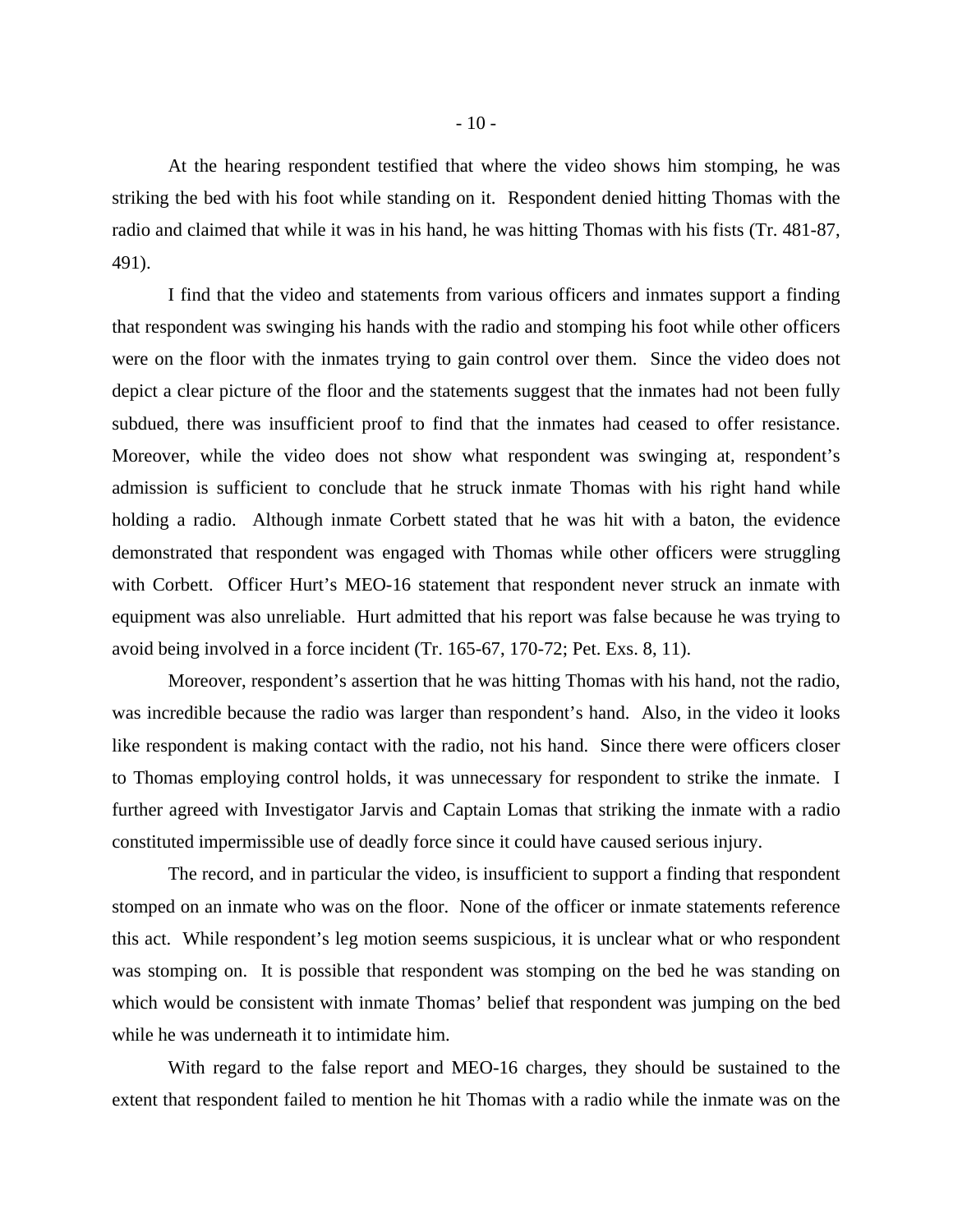At the hearing respondent testified that where the video shows him stomping, he was striking the bed with his foot while standing on it. Respondent denied hitting Thomas with the radio and claimed that while it was in his hand, he was hitting Thomas with his fists (Tr. 481-87, 491).

I find that the video and statements from various officers and inmates support a finding that respondent was swinging his hands with the radio and stomping his foot while other officers were on the floor with the inmates trying to gain control over them. Since the video does not depict a clear picture of the floor and the statements suggest that the inmates had not been fully subdued, there was insufficient proof to find that the inmates had ceased to offer resistance. Moreover, while the video does not show what respondent was swinging at, respondent's admission is sufficient to conclude that he struck inmate Thomas with his right hand while holding a radio. Although inmate Corbett stated that he was hit with a baton, the evidence demonstrated that respondent was engaged with Thomas while other officers were struggling with Corbett. Officer Hurt's MEO-16 statement that respondent never struck an inmate with equipment was also unreliable. Hurt admitted that his report was false because he was trying to avoid being involved in a force incident (Tr. 165-67, 170-72; Pet. Exs. 8, 11).

Moreover, respondent's assertion that he was hitting Thomas with his hand, not the radio, was incredible because the radio was larger than respondent's hand. Also, in the video it looks like respondent is making contact with the radio, not his hand. Since there were officers closer to Thomas employing control holds, it was unnecessary for respondent to strike the inmate. I further agreed with Investigator Jarvis and Captain Lomas that striking the inmate with a radio constituted impermissible use of deadly force since it could have caused serious injury.

The record, and in particular the video, is insufficient to support a finding that respondent stomped on an inmate who was on the floor. None of the officer or inmate statements reference this act. While respondent's leg motion seems suspicious, it is unclear what or who respondent was stomping on. It is possible that respondent was stomping on the bed he was standing on which would be consistent with inmate Thomas' belief that respondent was jumping on the bed while he was underneath it to intimidate him.

With regard to the false report and MEO-16 charges, they should be sustained to the extent that respondent failed to mention he hit Thomas with a radio while the inmate was on the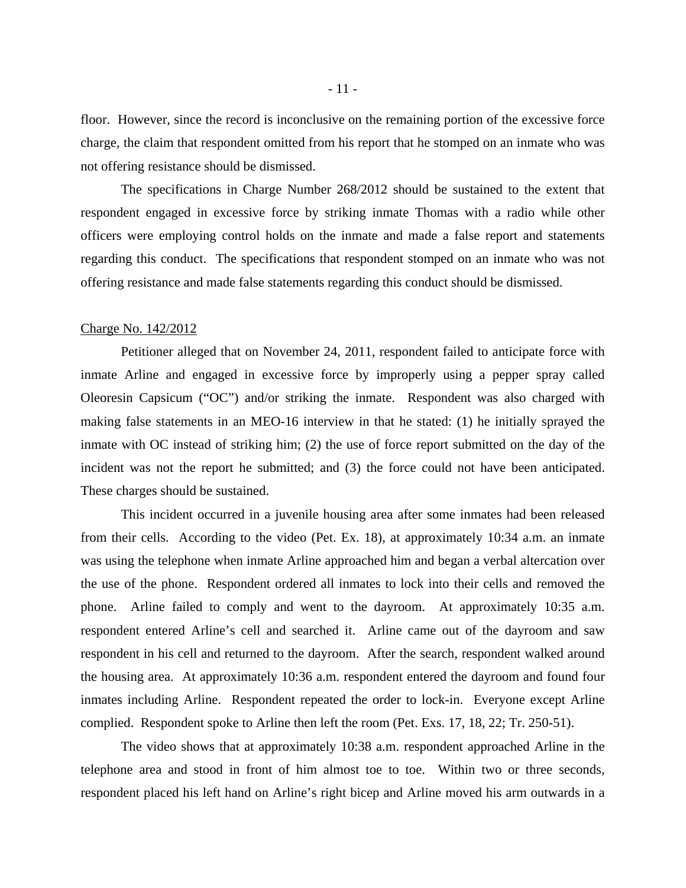floor. However, since the record is inconclusive on the remaining portion of the excessive force charge, the claim that respondent omitted from his report that he stomped on an inmate who was not offering resistance should be dismissed.

The specifications in Charge Number 268/2012 should be sustained to the extent that respondent engaged in excessive force by striking inmate Thomas with a radio while other officers were employing control holds on the inmate and made a false report and statements regarding this conduct. The specifications that respondent stomped on an inmate who was not offering resistance and made false statements regarding this conduct should be dismissed.

Charge No. 142/2012

Petitioner alleged that on November 24, 2011, respondent failed to anticipate force with inmate Arline and engaged in excessive force by improperly using a pepper spray called Oleoresin Capsicum ("OC") and/or striking the inmate. Respondent was also charged with making false statements in an MEO-16 interview in that he stated: (1) he initially sprayed the inmate with OC instead of striking him; (2) the use of force report submitted on the day of the incident was not the report he submitted; and (3) the force could not have been anticipated. These charges should be sustained.

This incident occurred in a juvenile housing area after some inmates had been released from their cells. According to the video (Pet. Ex. 18), at approximately 10:34 a.m. an inmate was using the telephone when inmate Arline approached him and began a verbal altercation over the use of the phone. Respondent ordered all inmates to lock into their cells and removed the phone. Arline failed to comply and went to the dayroom. At approximately 10:35 a.m. respondent entered Arline's cell and searched it. Arline came out of the dayroom and saw respondent in his cell and returned to the dayroom. After the search, respondent walked around the housing area. At approximately 10:36 a.m. respondent entered the dayroom and found four inmates including Arline. Respondent repeated the order to lock-in. Everyone except Arline complied. Respondent spoke to Arline then left the room (Pet. Exs. 17, 18, 22; Tr. 250-51).

The video shows that at approximately 10:38 a.m. respondent approached Arline in the telephone area and stood in front of him almost toe to toe. Within two or three seconds, respondent placed his left hand on Arline's right bicep and Arline moved his arm outwards in a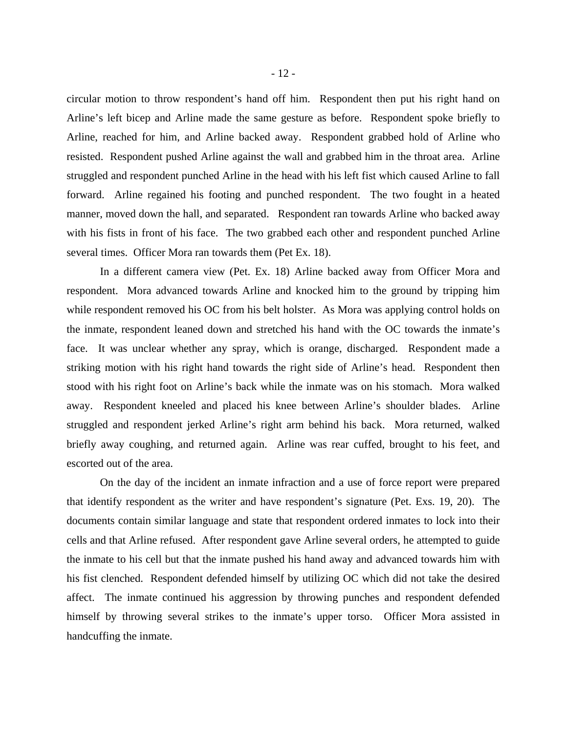circular motion to throw respondent's hand off him. Respondent then put his right hand on Arline's left bicep and Arline made the same gesture as before. Respondent spoke briefly to Arline, reached for him, and Arline backed away. Respondent grabbed hold of Arline who resisted. Respondent pushed Arline against the wall and grabbed him in the throat area. Arline struggled and respondent punched Arline in the head with his left fist which caused Arline to fall forward. Arline regained his footing and punched respondent. The two fought in a heated manner, moved down the hall, and separated. Respondent ran towards Arline who backed away with his fists in front of his face. The two grabbed each other and respondent punched Arline several times. Officer Mora ran towards them (Pet Ex. 18).

In a different camera view (Pet. Ex. 18) Arline backed away from Officer Mora and respondent. Mora advanced towards Arline and knocked him to the ground by tripping him while respondent removed his OC from his belt holster. As Mora was applying control holds on the inmate, respondent leaned down and stretched his hand with the OC towards the inmate's face. It was unclear whether any spray, which is orange, discharged. Respondent made a striking motion with his right hand towards the right side of Arline's head. Respondent then stood with his right foot on Arline's back while the inmate was on his stomach. Mora walked away. Respondent kneeled and placed his knee between Arline's shoulder blades. Arline struggled and respondent jerked Arline's right arm behind his back. Mora returned, walked briefly away coughing, and returned again. Arline was rear cuffed, brought to his feet, and escorted out of the area.

On the day of the incident an inmate infraction and a use of force report were prepared that identify respondent as the writer and have respondent's signature (Pet. Exs. 19, 20). The documents contain similar language and state that respondent ordered inmates to lock into their cells and that Arline refused. After respondent gave Arline several orders, he attempted to guide the inmate to his cell but that the inmate pushed his hand away and advanced towards him with his fist clenched. Respondent defended himself by utilizing OC which did not take the desired affect. The inmate continued his aggression by throwing punches and respondent defended himself by throwing several strikes to the inmate's upper torso. Officer Mora assisted in handcuffing the inmate.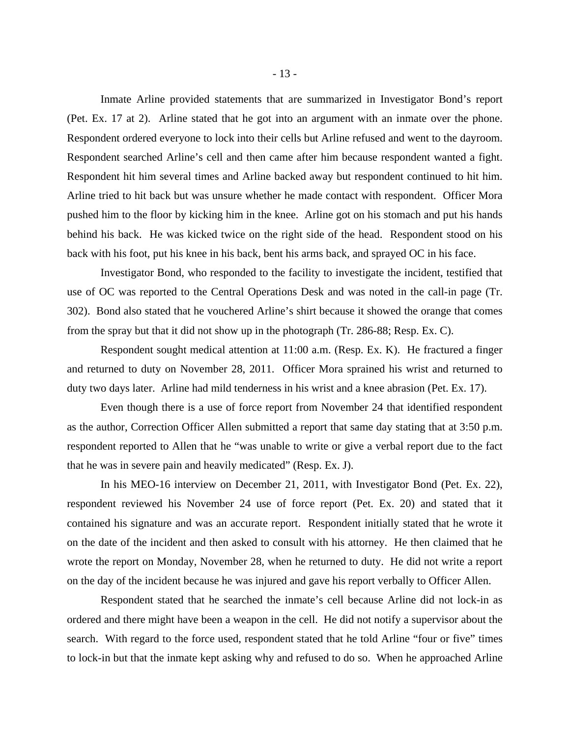Inmate Arline provided statements that are summarized in Investigator Bond's report (Pet. Ex. 17 at 2). Arline stated that he got into an argument with an inmate over the phone. Respondent ordered everyone to lock into their cells but Arline refused and went to the dayroom. Respondent searched Arline's cell and then came after him because respondent wanted a fight. Respondent hit him several times and Arline backed away but respondent continued to hit him. Arline tried to hit back but was unsure whether he made contact with respondent. Officer Mora pushed him to the floor by kicking him in the knee. Arline got on his stomach and put his hands behind his back. He was kicked twice on the right side of the head. Respondent stood on his back with his foot, put his knee in his back, bent his arms back, and sprayed OC in his face.

Investigator Bond, who responded to the facility to investigate the incident, testified that use of OC was reported to the Central Operations Desk and was noted in the call-in page (Tr. 302). Bond also stated that he vouchered Arline's shirt because it showed the orange that comes from the spray but that it did not show up in the photograph (Tr. 286-88; Resp. Ex. C).

Respondent sought medical attention at 11:00 a.m. (Resp. Ex. K). He fractured a finger and returned to duty on November 28, 2011. Officer Mora sprained his wrist and returned to duty two days later. Arline had mild tenderness in his wrist and a knee abrasion (Pet. Ex. 17).

Even though there is a use of force report from November 24 that identified respondent as the author, Correction Officer Allen submitted a report that same day stating that at 3:50 p.m. respondent reported to Allen that he "was unable to write or give a verbal report due to the fact that he was in severe pain and heavily medicated" (Resp. Ex. J).

In his MEO-16 interview on December 21, 2011, with Investigator Bond (Pet. Ex. 22), respondent reviewed his November 24 use of force report (Pet. Ex. 20) and stated that it contained his signature and was an accurate report. Respondent initially stated that he wrote it on the date of the incident and then asked to consult with his attorney. He then claimed that he wrote the report on Monday, November 28, when he returned to duty. He did not write a report on the day of the incident because he was injured and gave his report verbally to Officer Allen.

Respondent stated that he searched the inmate's cell because Arline did not lock-in as ordered and there might have been a weapon in the cell. He did not notify a supervisor about the search. With regard to the force used, respondent stated that he told Arline "four or five" times to lock-in but that the inmate kept asking why and refused to do so. When he approached Arline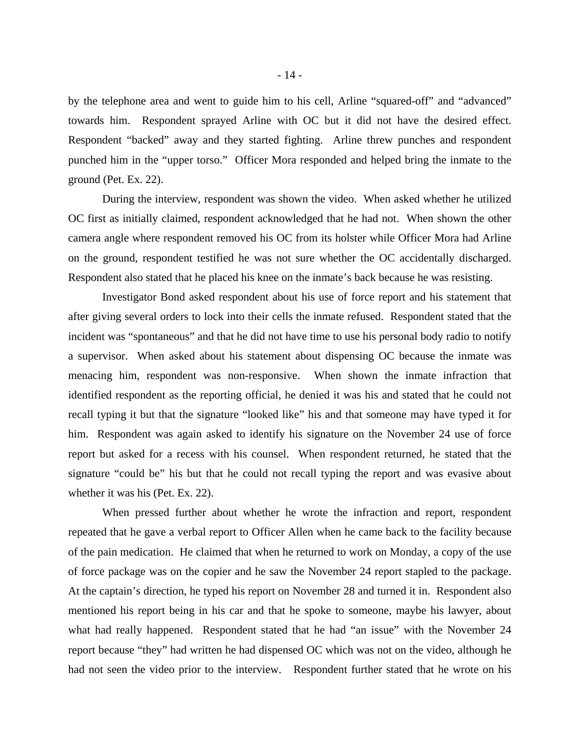by the telephone area and went to guide him to his cell, Arline "squared-off" and "advanced" towards him. Respondent sprayed Arline with OC but it did not have the desired effect. Respondent "backed" away and they started fighting. Arline threw punches and respondent punched him in the "upper torso." Officer Mora responded and helped bring the inmate to the ground (Pet. Ex. 22).

During the interview, respondent was shown the video. When asked whether he utilized OC first as initially claimed, respondent acknowledged that he had not. When shown the other camera angle where respondent removed his OC from its holster while Officer Mora had Arline on the ground, respondent testified he was not sure whether the OC accidentally discharged. Respondent also stated that he placed his knee on the inmate's back because he was resisting.

Investigator Bond asked respondent about his use of force report and his statement that after giving several orders to lock into their cells the inmate refused. Respondent stated that the incident was "spontaneous" and that he did not have time to use his personal body radio to notify a supervisor. When asked about his statement about dispensing OC because the inmate was menacing him, respondent was non-responsive. When shown the inmate infraction that identified respondent as the reporting official, he denied it was his and stated that he could not recall typing it but that the signature "looked like" his and that someone may have typed it for him. Respondent was again asked to identify his signature on the November 24 use of force report but asked for a recess with his counsel. When respondent returned, he stated that the signature "could be" his but that he could not recall typing the report and was evasive about whether it was his (Pet. Ex. 22).

When pressed further about whether he wrote the infraction and report, respondent repeated that he gave a verbal report to Officer Allen when he came back to the facility because of the pain medication. He claimed that when he returned to work on Monday, a copy of the use of force package was on the copier and he saw the November 24 report stapled to the package. At the captain's direction, he typed his report on November 28 and turned it in. Respondent also mentioned his report being in his car and that he spoke to someone, maybe his lawyer, about what had really happened. Respondent stated that he had "an issue" with the November 24 report because "they" had written he had dispensed OC which was not on the video, although he had not seen the video prior to the interview. Respondent further stated that he wrote on his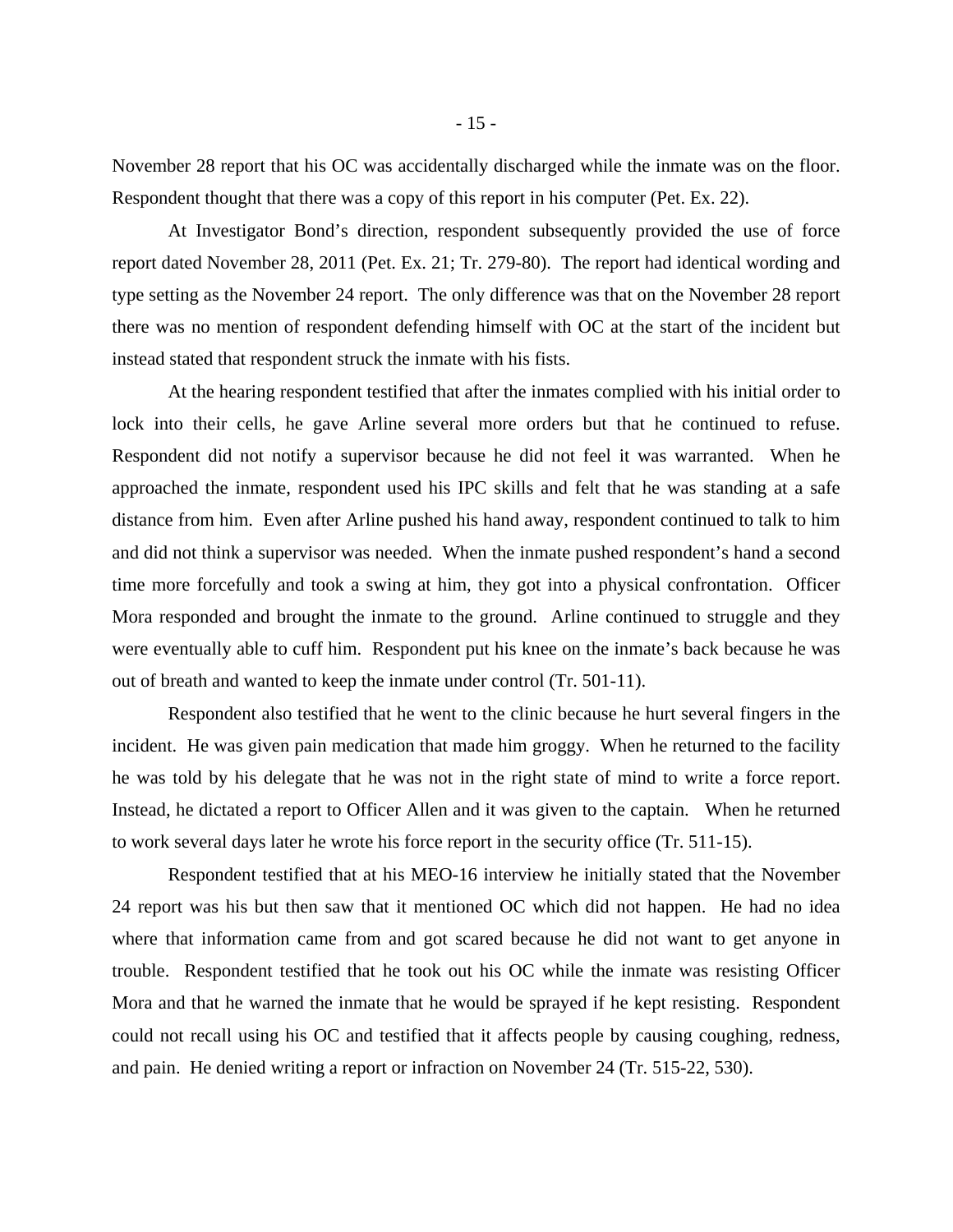November 28 report that his OC was accidentally discharged while the inmate was on the floor. Respondent thought that there was a copy of this report in his computer (Pet. Ex. 22).

At Investigator Bond's direction, respondent subsequently provided the use of force report dated November 28, 2011 (Pet. Ex. 21; Tr. 279-80). The report had identical wording and type setting as the November 24 report. The only difference was that on the November 28 report there was no mention of respondent defending himself with OC at the start of the incident but instead stated that respondent struck the inmate with his fists.

At the hearing respondent testified that after the inmates complied with his initial order to lock into their cells, he gave Arline several more orders but that he continued to refuse. Respondent did not notify a supervisor because he did not feel it was warranted. When he approached the inmate, respondent used his IPC skills and felt that he was standing at a safe distance from him. Even after Arline pushed his hand away, respondent continued to talk to him and did not think a supervisor was needed. When the inmate pushed respondent's hand a second time more forcefully and took a swing at him, they got into a physical confrontation. Officer Mora responded and brought the inmate to the ground. Arline continued to struggle and they were eventually able to cuff him. Respondent put his knee on the inmate's back because he was out of breath and wanted to keep the inmate under control (Tr. 501-11).

Respondent also testified that he went to the clinic because he hurt several fingers in the incident. He was given pain medication that made him groggy. When he returned to the facility he was told by his delegate that he was not in the right state of mind to write a force report. Instead, he dictated a report to Officer Allen and it was given to the captain. When he returned to work several days later he wrote his force report in the security office (Tr. 511-15).

Respondent testified that at his MEO-16 interview he initially stated that the November 24 report was his but then saw that it mentioned OC which did not happen. He had no idea where that information came from and got scared because he did not want to get anyone in trouble. Respondent testified that he took out his OC while the inmate was resisting Officer Mora and that he warned the inmate that he would be sprayed if he kept resisting. Respondent could not recall using his OC and testified that it affects people by causing coughing, redness, and pain. He denied writing a report or infraction on November 24 (Tr. 515-22, 530).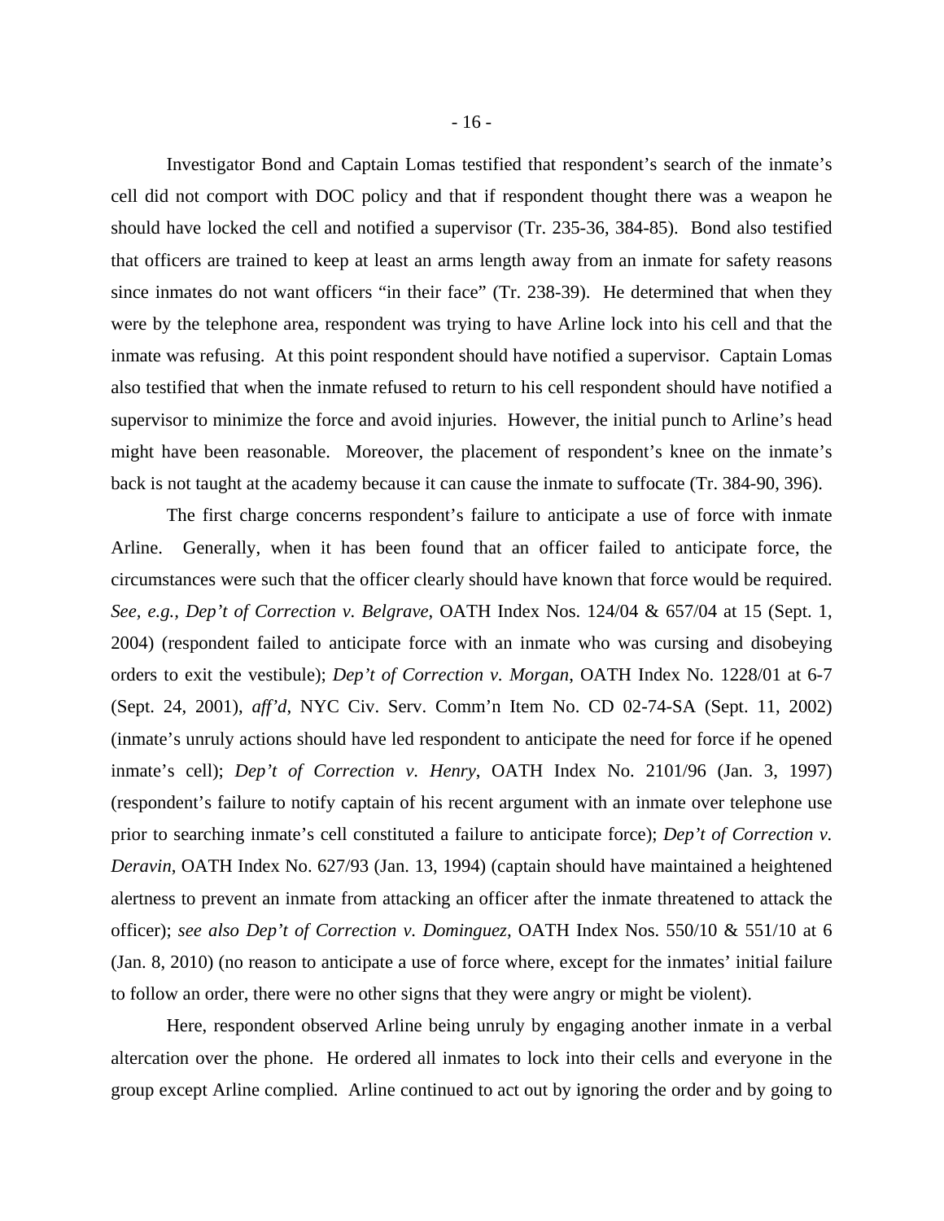Investigator Bond and Captain Lomas testified that respondent's search of the inmate's cell did not comport with DOC policy and that if respondent thought there was a weapon he should have locked the cell and notified a supervisor (Tr. 235-36, 384-85). Bond also testified that officers are trained to keep at least an arms length away from an inmate for safety reasons since inmates do not want officers "in their face" (Tr. 238-39). He determined that when they were by the telephone area, respondent was trying to have Arline lock into his cell and that the inmate was refusing. At this point respondent should have notified a supervisor. Captain Lomas also testified that when the inmate refused to return to his cell respondent should have notified a supervisor to minimize the force and avoid injuries. However, the initial punch to Arline's head might have been reasonable. Moreover, the placement of respondent's knee on the inmate's back is not taught at the academy because it can cause the inmate to suffocate (Tr. 384-90, 396).

The first charge concerns respondent's failure to anticipate a use of force with inmate Arline. Generally, when it has been found that an officer failed to anticipate force, the circumstances were such that the officer clearly should have known that force would be required. *See, e.g.*, *Dep't of Correction v. Belgrave*, OATH Index Nos. 124/04 & 657/04 at 15 (Sept. 1, 2004) (respondent failed to anticipate force with an inmate who was cursing and disobeying orders to exit the vestibule); *Dep't of Correction v. Morgan*, OATH Index No. 1228/01 at 6-7 (Sept. 24, 2001), *aff'd*, NYC Civ. Serv. Comm'n Item No. CD 02-74-SA (Sept. 11, 2002) (inmate's unruly actions should have led respondent to anticipate the need for force if he opened inmate's cell); *Dep't of Correction v. Henry*, OATH Index No. 2101/96 (Jan. 3, 1997) (respondent's failure to notify captain of his recent argument with an inmate over telephone use prior to searching inmate's cell constituted a failure to anticipate force); *Dep't of Correction v. Deravin*, OATH Index No. 627/93 (Jan. 13, 1994) (captain should have maintained a heightened alertness to prevent an inmate from attacking an officer after the inmate threatened to attack the officer); *see also Dep't of Correction v. Dominguez*, OATH Index Nos. 550/10 & 551/10 at 6 (Jan. 8, 2010) (no reason to anticipate a use of force where, except for the inmates' initial failure to follow an order, there were no other signs that they were angry or might be violent).

Here, respondent observed Arline being unruly by engaging another inmate in a verbal altercation over the phone. He ordered all inmates to lock into their cells and everyone in the group except Arline complied. Arline continued to act out by ignoring the order and by going to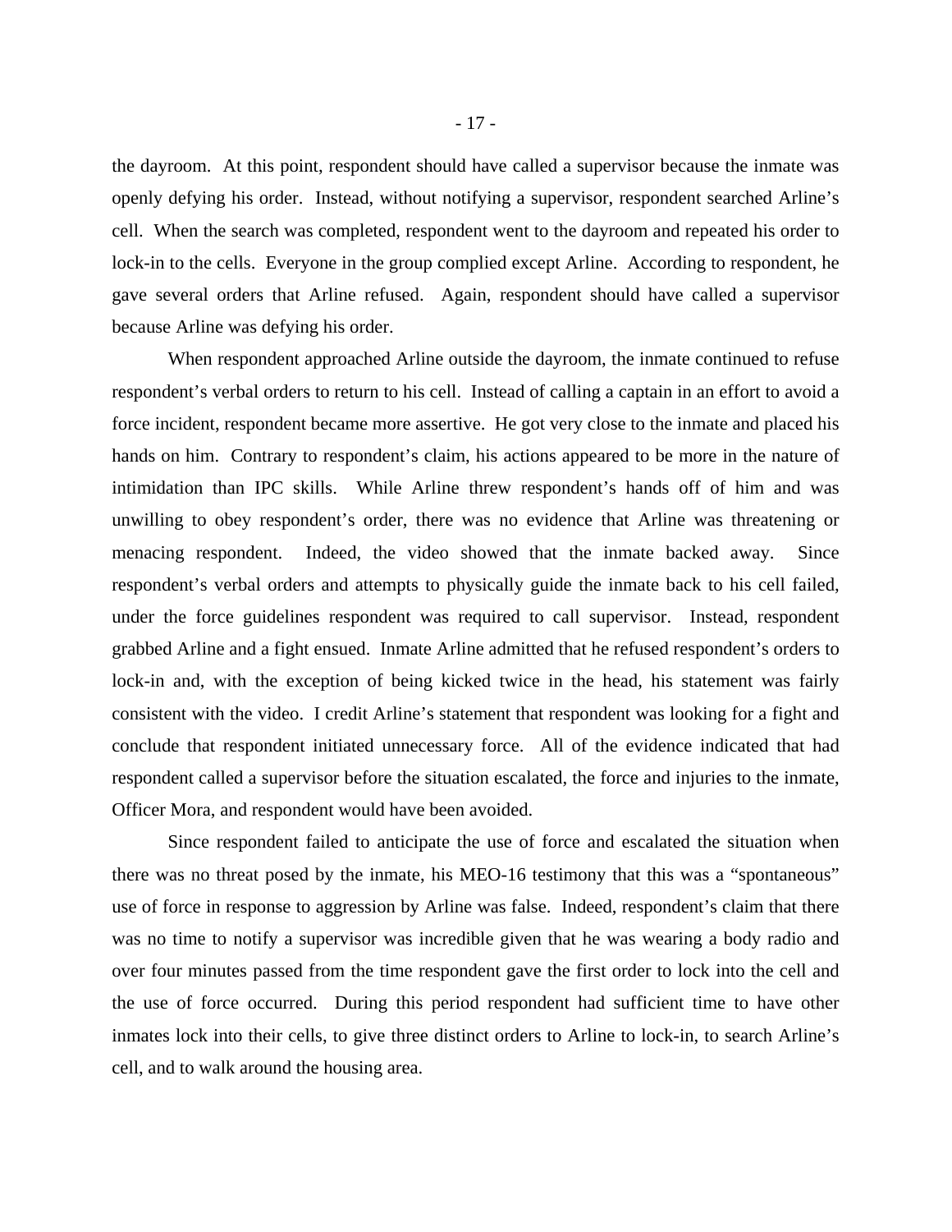the dayroom. At this point, respondent should have called a supervisor because the inmate was openly defying his order. Instead, without notifying a supervisor, respondent searched Arline's cell. When the search was completed, respondent went to the dayroom and repeated his order to lock-in to the cells. Everyone in the group complied except Arline. According to respondent, he gave several orders that Arline refused. Again, respondent should have called a supervisor because Arline was defying his order.

When respondent approached Arline outside the dayroom, the inmate continued to refuse respondent's verbal orders to return to his cell. Instead of calling a captain in an effort to avoid a force incident, respondent became more assertive. He got very close to the inmate and placed his hands on him. Contrary to respondent's claim, his actions appeared to be more in the nature of intimidation than IPC skills. While Arline threw respondent's hands off of him and was unwilling to obey respondent's order, there was no evidence that Arline was threatening or menacing respondent. Indeed, the video showed that the inmate backed away. Since respondent's verbal orders and attempts to physically guide the inmate back to his cell failed, under the force guidelines respondent was required to call supervisor. Instead, respondent grabbed Arline and a fight ensued. Inmate Arline admitted that he refused respondent's orders to lock-in and, with the exception of being kicked twice in the head, his statement was fairly consistent with the video. I credit Arline's statement that respondent was looking for a fight and conclude that respondent initiated unnecessary force. All of the evidence indicated that had respondent called a supervisor before the situation escalated, the force and injuries to the inmate, Officer Mora, and respondent would have been avoided.

Since respondent failed to anticipate the use of force and escalated the situation when there was no threat posed by the inmate, his MEO-16 testimony that this was a "spontaneous" use of force in response to aggression by Arline was false. Indeed, respondent's claim that there was no time to notify a supervisor was incredible given that he was wearing a body radio and over four minutes passed from the time respondent gave the first order to lock into the cell and the use of force occurred. During this period respondent had sufficient time to have other inmates lock into their cells, to give three distinct orders to Arline to lock-in, to search Arline's cell, and to walk around the housing area.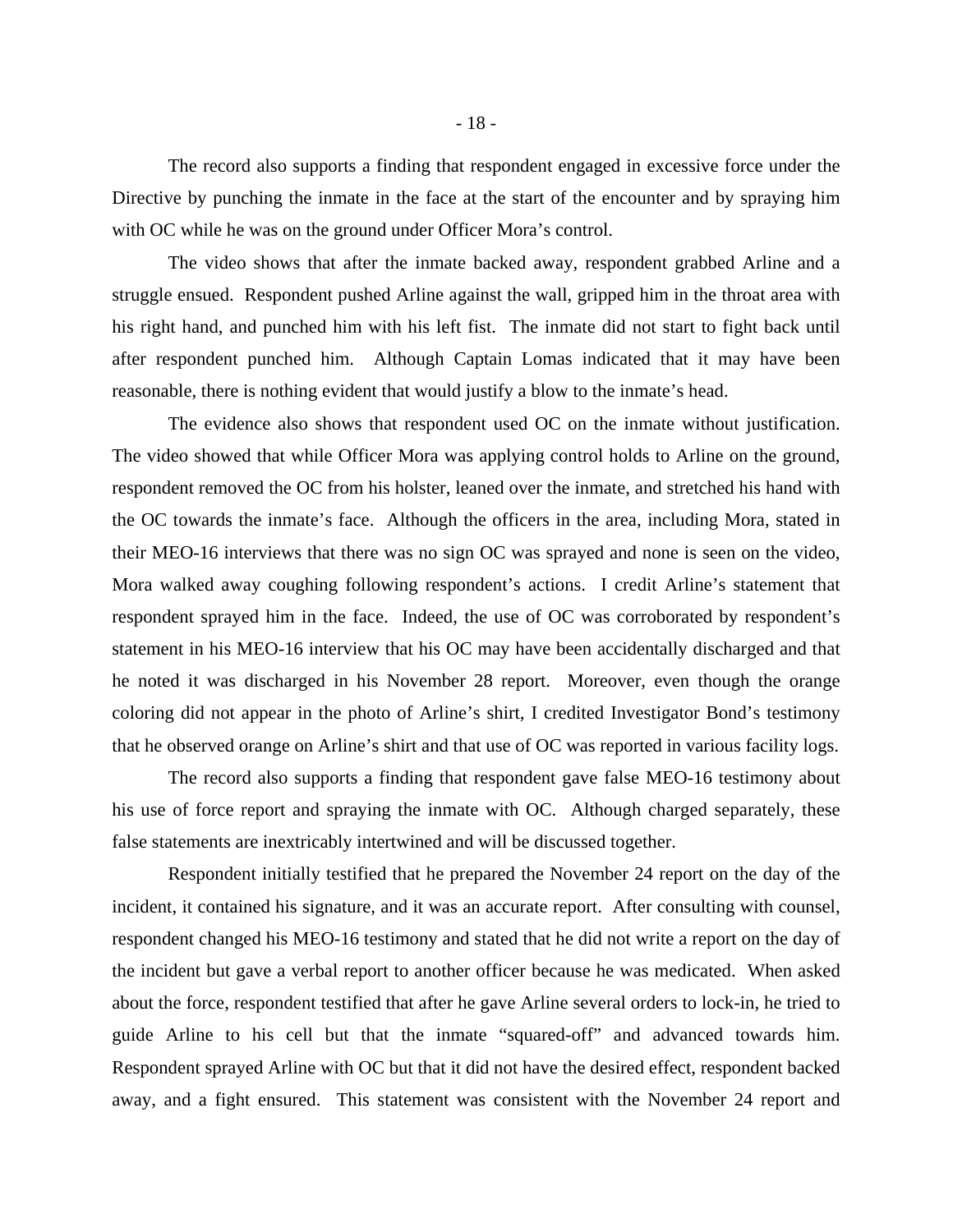The record also supports a finding that respondent engaged in excessive force under the Directive by punching the inmate in the face at the start of the encounter and by spraying him with OC while he was on the ground under Officer Mora's control.

The video shows that after the inmate backed away, respondent grabbed Arline and a struggle ensued. Respondent pushed Arline against the wall, gripped him in the throat area with his right hand, and punched him with his left fist. The inmate did not start to fight back until after respondent punched him. Although Captain Lomas indicated that it may have been reasonable, there is nothing evident that would justify a blow to the inmate's head.

The evidence also shows that respondent used OC on the inmate without justification. The video showed that while Officer Mora was applying control holds to Arline on the ground, respondent removed the OC from his holster, leaned over the inmate, and stretched his hand with the OC towards the inmate's face. Although the officers in the area, including Mora, stated in their MEO-16 interviews that there was no sign OC was sprayed and none is seen on the video, Mora walked away coughing following respondent's actions. I credit Arline's statement that respondent sprayed him in the face. Indeed, the use of OC was corroborated by respondent's statement in his MEO-16 interview that his OC may have been accidentally discharged and that he noted it was discharged in his November 28 report. Moreover, even though the orange coloring did not appear in the photo of Arline's shirt, I credited Investigator Bond's testimony that he observed orange on Arline's shirt and that use of OC was reported in various facility logs.

The record also supports a finding that respondent gave false MEO-16 testimony about his use of force report and spraying the inmate with OC. Although charged separately, these false statements are inextricably intertwined and will be discussed together.

Respondent initially testified that he prepared the November 24 report on the day of the incident, it contained his signature, and it was an accurate report. After consulting with counsel, respondent changed his MEO-16 testimony and stated that he did not write a report on the day of the incident but gave a verbal report to another officer because he was medicated. When asked about the force, respondent testified that after he gave Arline several orders to lock-in, he tried to guide Arline to his cell but that the inmate "squared-off" and advanced towards him. Respondent sprayed Arline with OC but that it did not have the desired effect, respondent backed away, and a fight ensured. This statement was consistent with the November 24 report and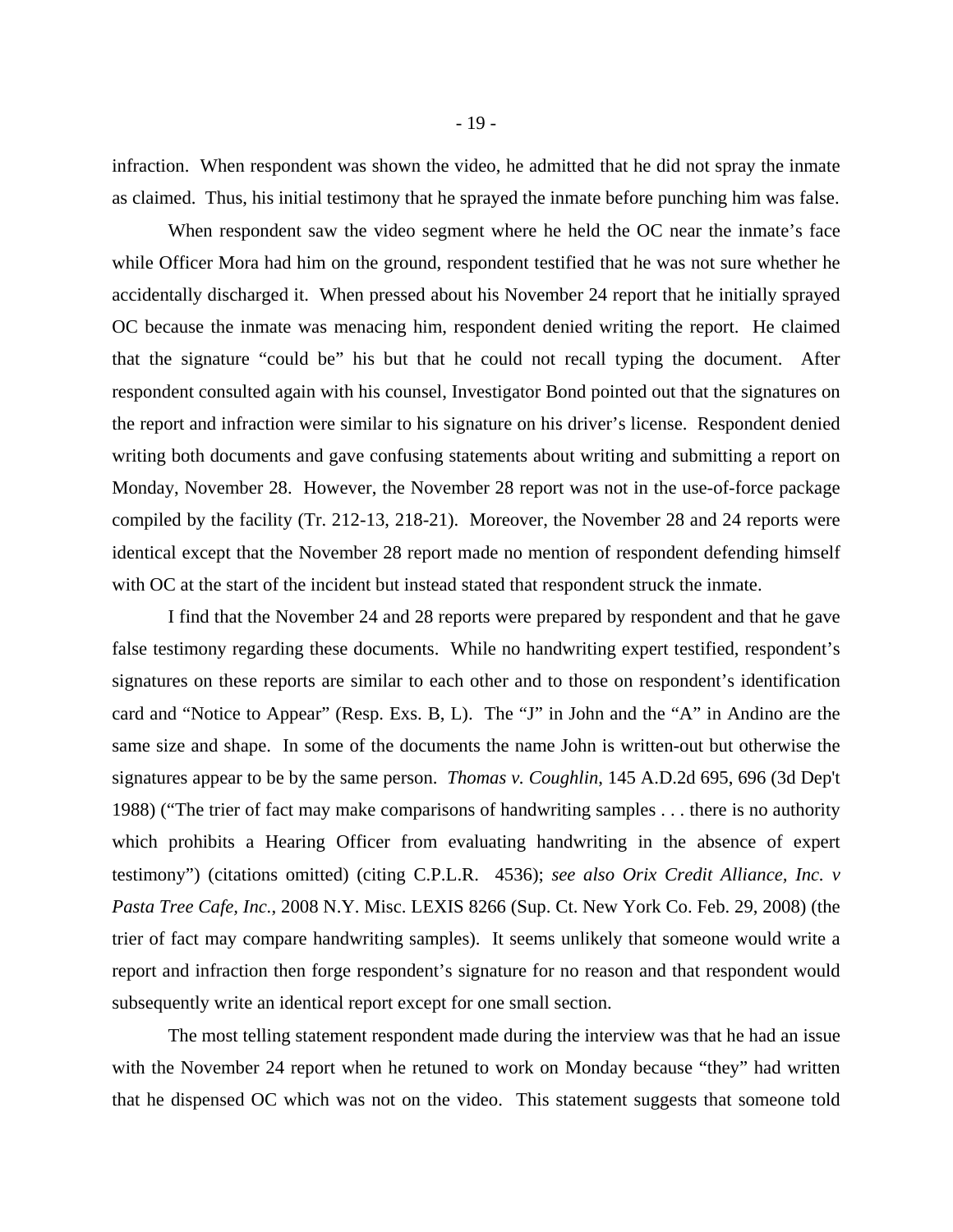infraction. When respondent was shown the video, he admitted that he did not spray the inmate as claimed. Thus, his initial testimony that he sprayed the inmate before punching him was false.

When respondent saw the video segment where he held the OC near the inmate's face while Officer Mora had him on the ground, respondent testified that he was not sure whether he accidentally discharged it. When pressed about his November 24 report that he initially sprayed OC because the inmate was menacing him, respondent denied writing the report. He claimed that the signature "could be" his but that he could not recall typing the document. After respondent consulted again with his counsel, Investigator Bond pointed out that the signatures on the report and infraction were similar to his signature on his driver's license. Respondent denied writing both documents and gave confusing statements about writing and submitting a report on Monday, November 28. However, the November 28 report was not in the use-of-force package compiled by the facility (Tr. 212-13, 218-21). Moreover, the November 28 and 24 reports were identical except that the November 28 report made no mention of respondent defending himself with OC at the start of the incident but instead stated that respondent struck the inmate.

I find that the November 24 and 28 reports were prepared by respondent and that he gave false testimony regarding these documents. While no handwriting expert testified, respondent's signatures on these reports are similar to each other and to those on respondent's identification card and "Notice to Appear" (Resp. Exs. B, L). The "J" in John and the "A" in Andino are the same size and shape. In some of the documents the name John is written-out but otherwise the signatures appear to be by the same person. *Thomas v. Coughlin*, 145 A.D.2d 695, 696 (3d Dep't 1988) ("The trier of fact may make comparisons of handwriting samples . . . there is no authority which prohibits a Hearing Officer from evaluating handwriting in the absence of expert testimony") (citations omitted) (citing C.P.L.R. 4536); *see also Orix Credit Alliance, Inc. v Pasta Tree Cafe, Inc.*, 2008 N.Y. Misc. LEXIS 8266 (Sup. Ct. New York Co. Feb. 29, 2008) (the trier of fact may compare handwriting samples). It seems unlikely that someone would write a report and infraction then forge respondent's signature for no reason and that respondent would subsequently write an identical report except for one small section.

The most telling statement respondent made during the interview was that he had an issue with the November 24 report when he retuned to work on Monday because "they" had written that he dispensed OC which was not on the video. This statement suggests that someone told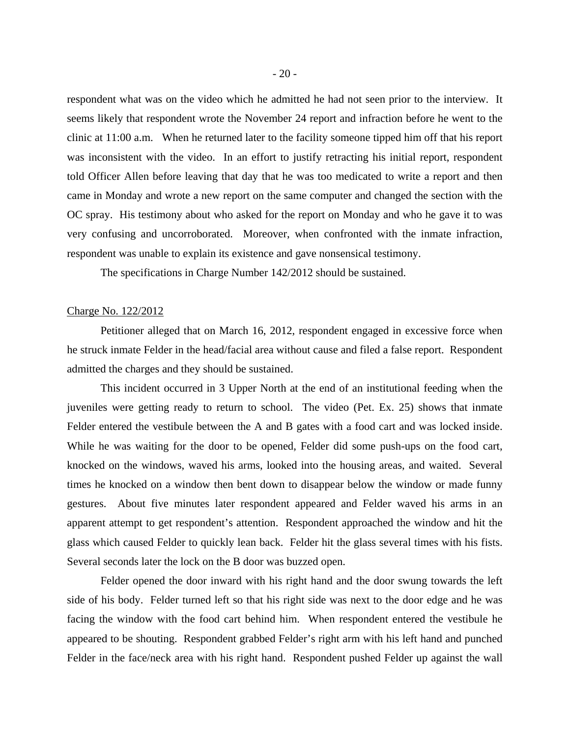respondent what was on the video which he admitted he had not seen prior to the interview. It seems likely that respondent wrote the November 24 report and infraction before he went to the clinic at 11:00 a.m. When he returned later to the facility someone tipped him off that his report was inconsistent with the video. In an effort to justify retracting his initial report, respondent told Officer Allen before leaving that day that he was too medicated to write a report and then came in Monday and wrote a new report on the same computer and changed the section with the OC spray. His testimony about who asked for the report on Monday and who he gave it to was very confusing and uncorroborated. Moreover, when confronted with the inmate infraction, respondent was unable to explain its existence and gave nonsensical testimony.

The specifications in Charge Number 142/2012 should be sustained.

Charge No. 122/2012

Petitioner alleged that on March 16, 2012, respondent engaged in excessive force when he struck inmate Felder in the head/facial area without cause and filed a false report. Respondent admitted the charges and they should be sustained.

This incident occurred in 3 Upper North at the end of an institutional feeding when the juveniles were getting ready to return to school. The video (Pet. Ex. 25) shows that inmate Felder entered the vestibule between the A and B gates with a food cart and was locked inside. While he was waiting for the door to be opened, Felder did some push-ups on the food cart, knocked on the windows, waved his arms, looked into the housing areas, and waited. Several times he knocked on a window then bent down to disappear below the window or made funny gestures. About five minutes later respondent appeared and Felder waved his arms in an apparent attempt to get respondent's attention. Respondent approached the window and hit the glass which caused Felder to quickly lean back. Felder hit the glass several times with his fists. Several seconds later the lock on the B door was buzzed open.

Felder opened the door inward with his right hand and the door swung towards the left side of his body. Felder turned left so that his right side was next to the door edge and he was facing the window with the food cart behind him. When respondent entered the vestibule he appeared to be shouting. Respondent grabbed Felder's right arm with his left hand and punched Felder in the face/neck area with his right hand. Respondent pushed Felder up against the wall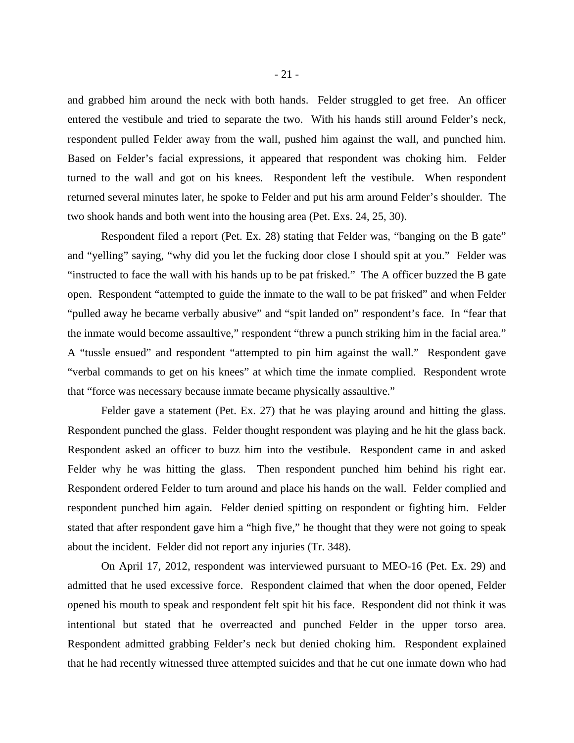and grabbed him around the neck with both hands. Felder struggled to get free. An officer entered the vestibule and tried to separate the two. With his hands still around Felder's neck, respondent pulled Felder away from the wall, pushed him against the wall, and punched him. Based on Felder's facial expressions, it appeared that respondent was choking him. Felder turned to the wall and got on his knees. Respondent left the vestibule. When respondent returned several minutes later, he spoke to Felder and put his arm around Felder's shoulder. The two shook hands and both went into the housing area (Pet. Exs. 24, 25, 30).

Respondent filed a report (Pet. Ex. 28) stating that Felder was, "banging on the B gate" and "yelling" saying, "why did you let the fucking door close I should spit at you." Felder was "instructed to face the wall with his hands up to be pat frisked." The A officer buzzed the B gate open. Respondent "attempted to guide the inmate to the wall to be pat frisked" and when Felder "pulled away he became verbally abusive" and "spit landed on" respondent's face. In "fear that the inmate would become assaultive," respondent "threw a punch striking him in the facial area." A "tussle ensued" and respondent "attempted to pin him against the wall." Respondent gave "verbal commands to get on his knees" at which time the inmate complied. Respondent wrote that "force was necessary because inmate became physically assaultive."

Felder gave a statement (Pet. Ex. 27) that he was playing around and hitting the glass. Respondent punched the glass. Felder thought respondent was playing and he hit the glass back. Respondent asked an officer to buzz him into the vestibule. Respondent came in and asked Felder why he was hitting the glass. Then respondent punched him behind his right ear. Respondent ordered Felder to turn around and place his hands on the wall. Felder complied and respondent punched him again. Felder denied spitting on respondent or fighting him. Felder stated that after respondent gave him a "high five," he thought that they were not going to speak about the incident. Felder did not report any injuries (Tr. 348).

On April 17, 2012, respondent was interviewed pursuant to MEO-16 (Pet. Ex. 29) and admitted that he used excessive force. Respondent claimed that when the door opened, Felder opened his mouth to speak and respondent felt spit hit his face. Respondent did not think it was intentional but stated that he overreacted and punched Felder in the upper torso area. Respondent admitted grabbing Felder's neck but denied choking him. Respondent explained that he had recently witnessed three attempted suicides and that he cut one inmate down who had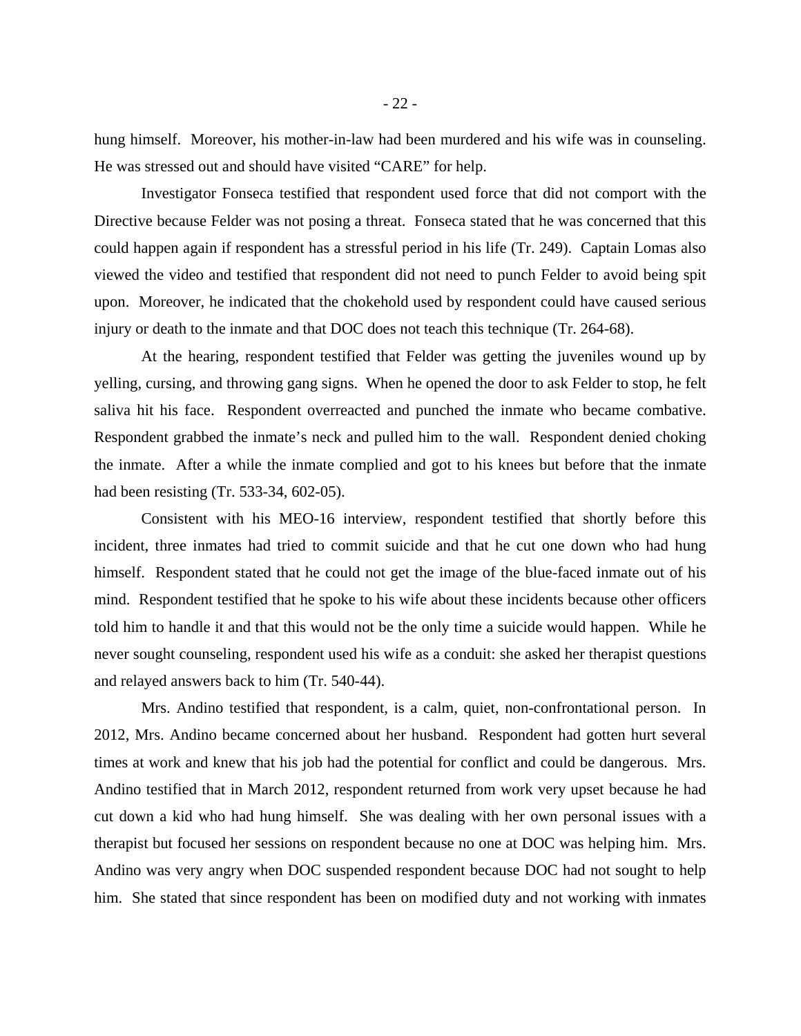hung himself. Moreover, his mother-in-law had been murdered and his wife was in counseling. He was stressed out and should have visited "CARE" for help.

Investigator Fonseca testified that respondent used force that did not comport with the Directive because Felder was not posing a threat. Fonseca stated that he was concerned that this could happen again if respondent has a stressful period in his life (Tr. 249). Captain Lomas also viewed the video and testified that respondent did not need to punch Felder to avoid being spit upon. Moreover, he indicated that the chokehold used by respondent could have caused serious injury or death to the inmate and that DOC does not teach this technique (Tr. 264-68).

At the hearing, respondent testified that Felder was getting the juveniles wound up by yelling, cursing, and throwing gang signs. When he opened the door to ask Felder to stop, he felt saliva hit his face. Respondent overreacted and punched the inmate who became combative. Respondent grabbed the inmate's neck and pulled him to the wall. Respondent denied choking the inmate. After a while the inmate complied and got to his knees but before that the inmate had been resisting (Tr. 533-34, 602-05).

Consistent with his MEO-16 interview, respondent testified that shortly before this incident, three inmates had tried to commit suicide and that he cut one down who had hung himself. Respondent stated that he could not get the image of the blue-faced inmate out of his mind. Respondent testified that he spoke to his wife about these incidents because other officers told him to handle it and that this would not be the only time a suicide would happen. While he never sought counseling, respondent used his wife as a conduit: she asked her therapist questions and relayed answers back to him (Tr. 540-44).

Mrs. Andino testified that respondent, is a calm, quiet, non-confrontational person. In 2012, Mrs. Andino became concerned about her husband. Respondent had gotten hurt several times at work and knew that his job had the potential for conflict and could be dangerous. Mrs. Andino testified that in March 2012, respondent returned from work very upset because he had cut down a kid who had hung himself. She was dealing with her own personal issues with a therapist but focused her sessions on respondent because no one at DOC was helping him. Mrs. Andino was very angry when DOC suspended respondent because DOC had not sought to help him. She stated that since respondent has been on modified duty and not working with inmates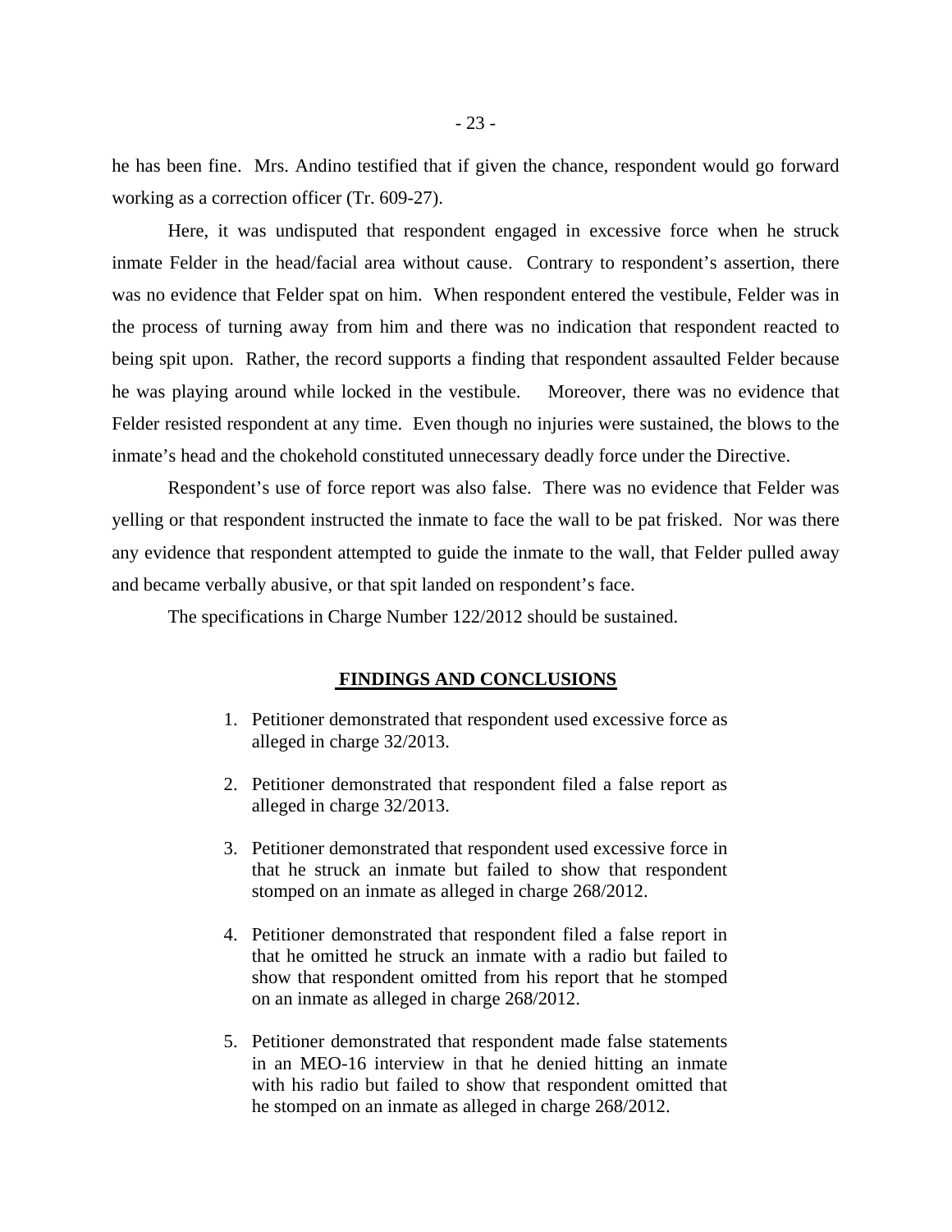he has been fine. Mrs. Andino testified that if given the chance, respondent would go forward working as a correction officer (Tr. 609-27).

Here, it was undisputed that respondent engaged in excessive force when he struck inmate Felder in the head/facial area without cause. Contrary to respondent's assertion, there was no evidence that Felder spat on him. When respondent entered the vestibule, Felder was in the process of turning away from him and there was no indication that respondent reacted to being spit upon. Rather, the record supports a finding that respondent assaulted Felder because he was playing around while locked in the vestibule. Moreover, there was no evidence that Felder resisted respondent at any time. Even though no injuries were sustained, the blows to the inmate's head and the chokehold constituted unnecessary deadly force under the Directive.

Respondent's use of force report was also false. There was no evidence that Felder was yelling or that respondent instructed the inmate to face the wall to be pat frisked. Nor was there any evidence that respondent attempted to guide the inmate to the wall, that Felder pulled away and became verbally abusive, or that spit landed on respondent's face.

The specifications in Charge Number 122/2012 should be sustained.

## FINDINGS AND CONCLUSIONS

1. Petitioner demonstrated that respondent used excessive force as alleged in charge 32/2013.

2. Petitioner demonstrated that respondent filed a false report as alleged in charge 32/2013.

3. Petitioner demonstrated that respondent used excessive force in that he struck an inmate but failed to show that respondent stomped on an inmate as alleged in charge 268/2012.

4. Petitioner demonstrated that respondent filed a false report in that he omitted he struck an inmate with a radio but failed to show that respondent omitted from his report that he stomped on an inmate as alleged in charge 268/2012.

5. Petitioner demonstrated that respondent made false statements in an MEO-16 interview in that he denied hitting an inmate with his radio but failed to show that respondent omitted that he stomped on an inmate as alleged in charge 268/2012.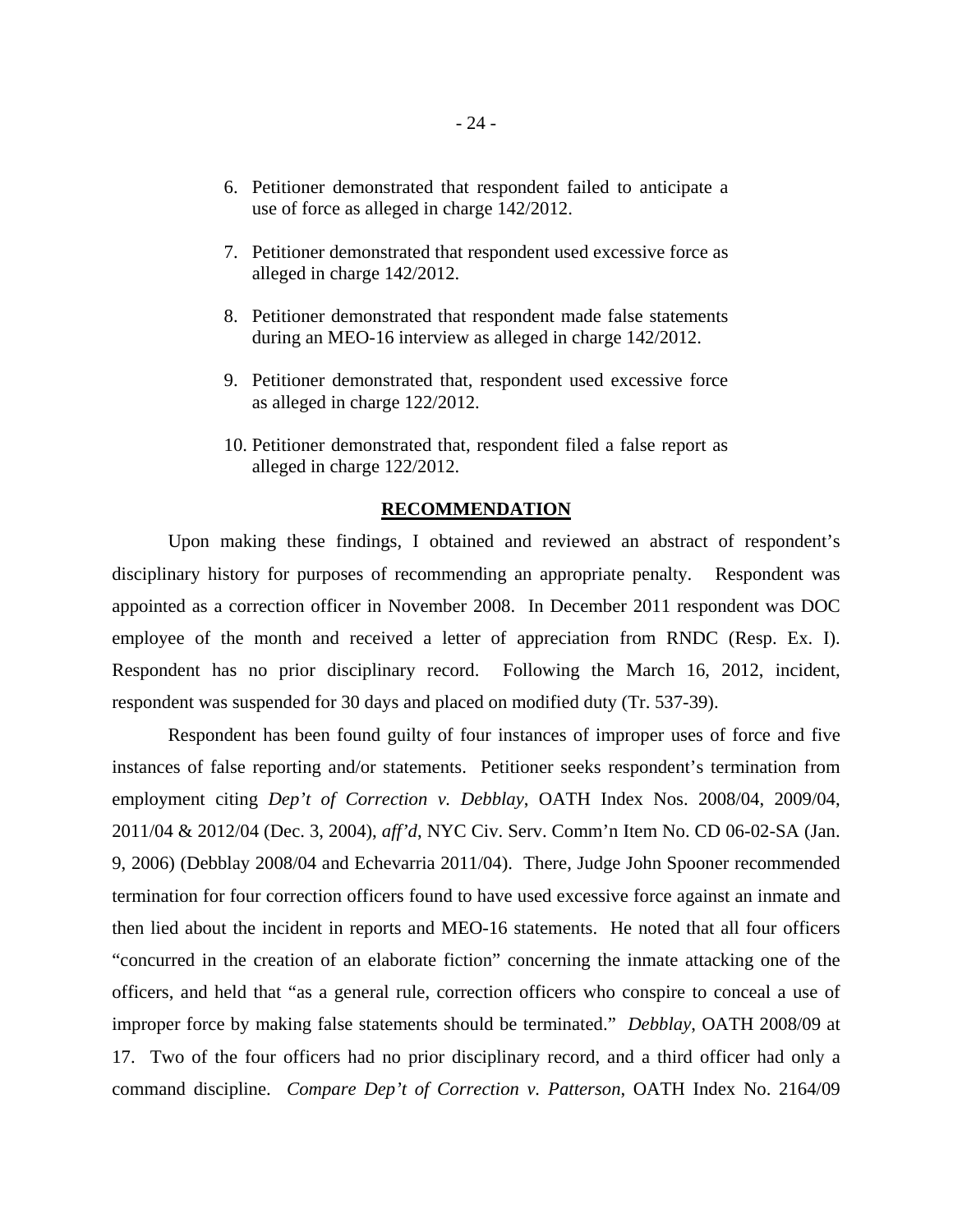6. Petitioner demonstrated that respondent failed to anticipate a use of force as alleged in charge 142/2012.

7. Petitioner demonstrated that respondent used excessive force as alleged in charge 142/2012.

8. Petitioner demonstrated that respondent made false statements during an MEO-16 interview as alleged in charge 142/2012.

9. Petitioner demonstrated that, respondent used excessive force as alleged in charge 122/2012.

10. Petitioner demonstrated that, respondent filed a false report as alleged in charge 122/2012.

## RECOMMENDATION

Upon making these findings, I obtained and reviewed an abstract of respondent's disciplinary history for purposes of recommending an appropriate penalty. Respondent was appointed as a correction officer in November 2008. In December 2011 respondent was DOC employee of the month and received a letter of appreciation from RNDC (Resp. Ex. I). Respondent has no prior disciplinary record. Following the March 16, 2012, incident, respondent was suspended for 30 days and placed on modified duty (Tr. 537-39).

Respondent has been found guilty of four instances of improper uses of force and five instances of false reporting and/or statements. Petitioner seeks respondent's termination from employment citing *Dep't of Correction v. Debblay*, OATH Index Nos. 2008/04, 2009/04, 2011/04 & 2012/04 (Dec. 3, 2004), *aff'd*, NYC Civ. Serv. Comm'n Item No. CD 06-02-SA (Jan. 9, 2006) (Debblay 2008/04 and Echevarria 2011/04). There, Judge John Spooner recommended termination for four correction officers found to have used excessive force against an inmate and then lied about the incident in reports and MEO-16 statements. He noted that all four officers "concurred in the creation of an elaborate fiction" concerning the inmate attacking one of the officers, and held that "as a general rule, correction officers who conspire to conceal a use of improper force by making false statements should be terminated." *Debblay*, OATH 2008/09 at 17. Two of the four officers had no prior disciplinary record, and a third officer had only a command discipline. *Compare Dep't of Correction v. Patterson*, OATH Index No. 2164/09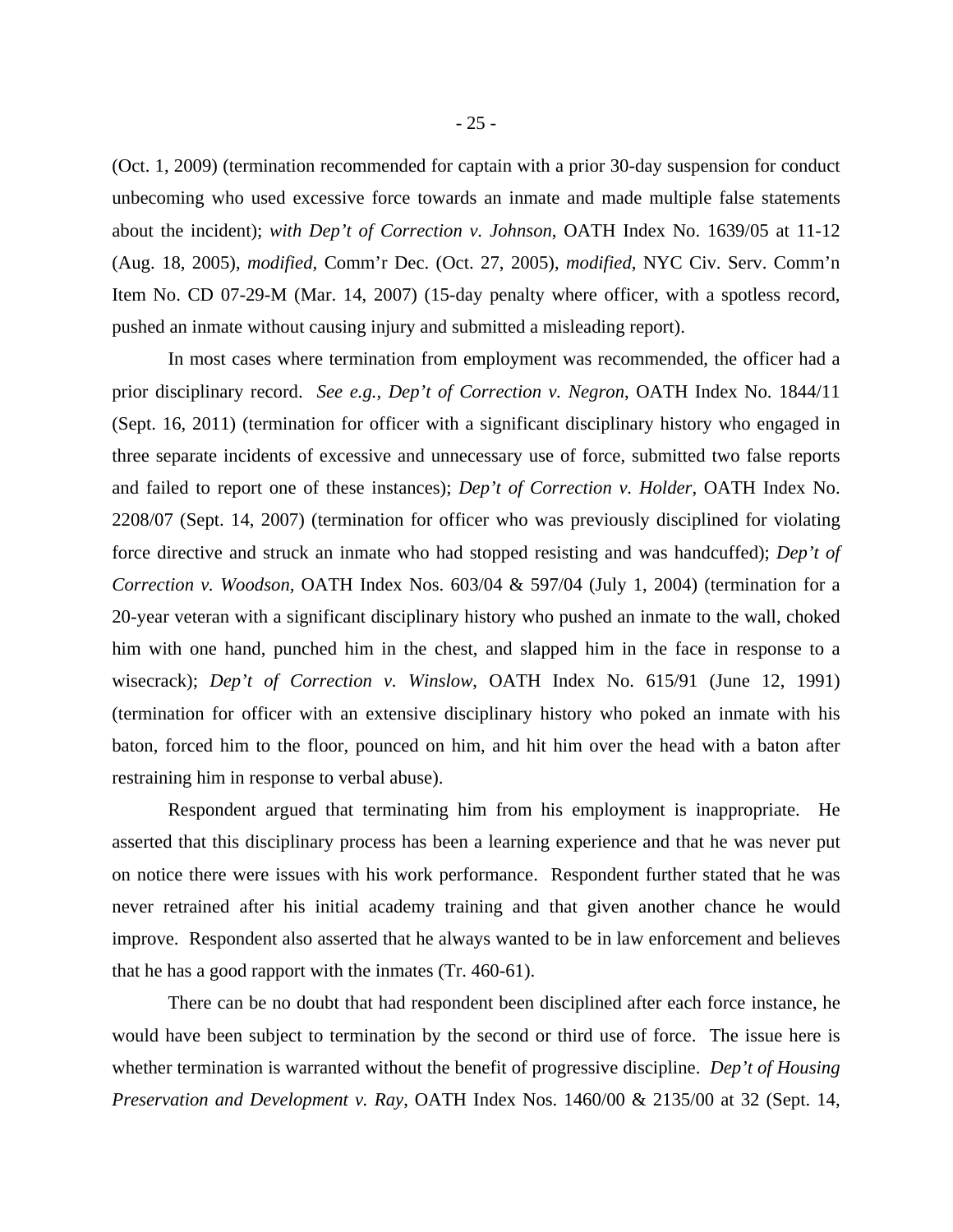(Oct. 1, 2009) (termination recommended for captain with a prior 30-day suspension for conduct unbecoming who used excessive force towards an inmate and made multiple false statements about the incident); *with Dep't of Correction v. Johnson*, OATH Index No. 1639/05 at 11-12 (Aug. 18, 2005), *modified,* Comm'r Dec. (Oct. 27, 2005), *modified*, NYC Civ. Serv. Comm'n Item No. CD 07-29-M (Mar. 14, 2007) (15-day penalty where officer, with a spotless record, pushed an inmate without causing injury and submitted a misleading report).

In most cases where termination from employment was recommended, the officer had a prior disciplinary record. *See e.g., Dep't of Correction v. Negron*, OATH Index No. 1844/11 (Sept. 16, 2011) (termination for officer with a significant disciplinary history who engaged in three separate incidents of excessive and unnecessary use of force, submitted two false reports and failed to report one of these instances); *Dep't of Correction v. Holder*, OATH Index No. 2208/07 (Sept. 14, 2007) (termination for officer who was previously disciplined for violating force directive and struck an inmate who had stopped resisting and was handcuffed); *Dep't of Correction v. Woodson*, OATH Index Nos. 603/04 & 597/04 (July 1, 2004) (termination for a 20-year veteran with a significant disciplinary history who pushed an inmate to the wall, choked him with one hand, punched him in the chest, and slapped him in the face in response to a wisecrack); *Dep't of Correction v. Winslow*, OATH Index No. 615/91 (June 12, 1991) (termination for officer with an extensive disciplinary history who poked an inmate with his baton, forced him to the floor, pounced on him, and hit him over the head with a baton after restraining him in response to verbal abuse).

Respondent argued that terminating him from his employment is inappropriate. He asserted that this disciplinary process has been a learning experience and that he was never put on notice there were issues with his work performance. Respondent further stated that he was never retrained after his initial academy training and that given another chance he would improve. Respondent also asserted that he always wanted to be in law enforcement and believes that he has a good rapport with the inmates (Tr. 460-61).

There can be no doubt that had respondent been disciplined after each force instance, he would have been subject to termination by the second or third use of force. The issue here is whether termination is warranted without the benefit of progressive discipline. *Dep't of Housing Preservation and Development v. Ray*, OATH Index Nos. 1460/00 & 2135/00 at 32 (Sept. 14,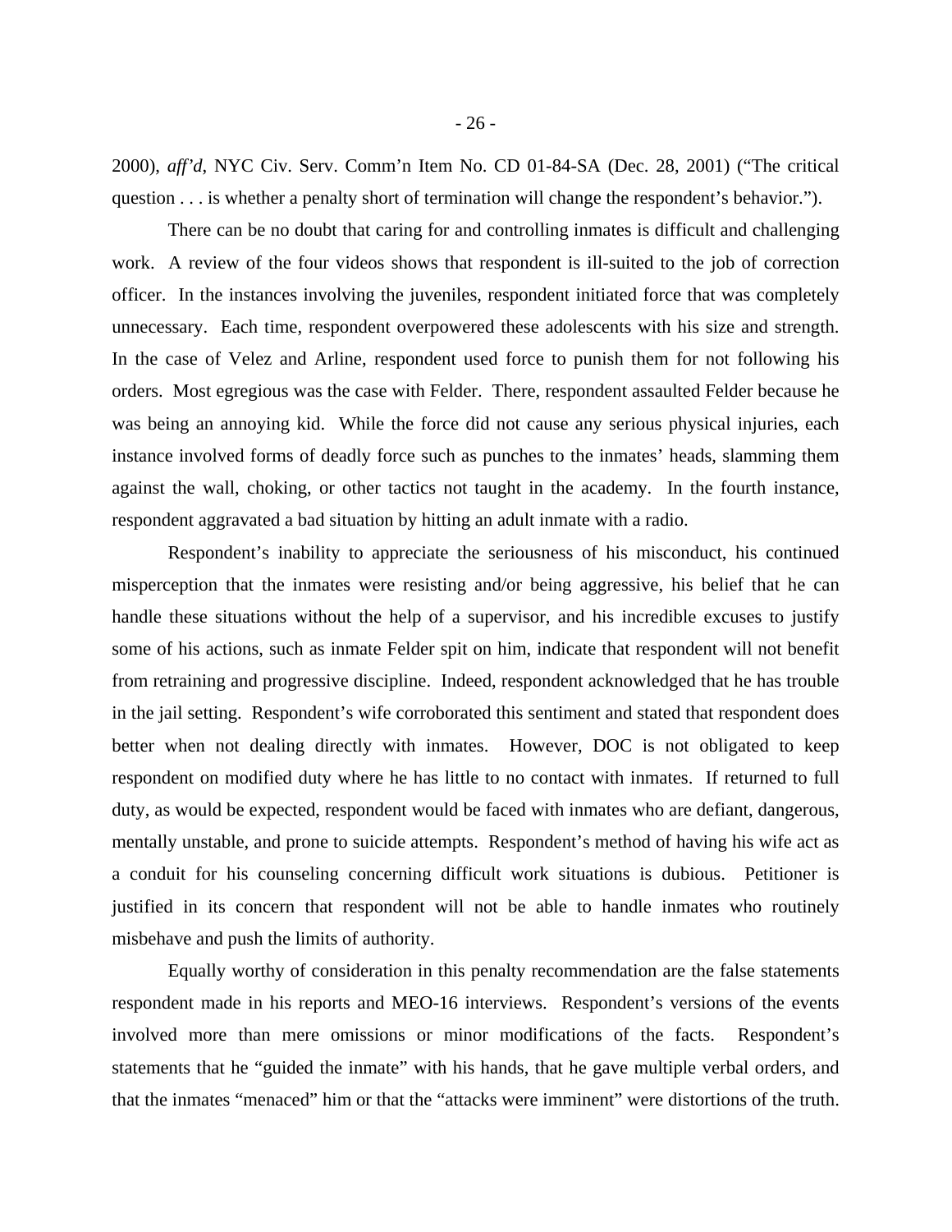2000), *aff'd*, NYC Civ. Serv. Comm'n Item No. CD 01-84-SA (Dec. 28, 2001) ("The critical question . . . is whether a penalty short of termination will change the respondent's behavior.").

There can be no doubt that caring for and controlling inmates is difficult and challenging work. A review of the four videos shows that respondent is ill-suited to the job of correction officer. In the instances involving the juveniles, respondent initiated force that was completely unnecessary. Each time, respondent overpowered these adolescents with his size and strength. In the case of Velez and Arline, respondent used force to punish them for not following his orders. Most egregious was the case with Felder. There, respondent assaulted Felder because he was being an annoying kid. While the force did not cause any serious physical injuries, each instance involved forms of deadly force such as punches to the inmates' heads, slamming them against the wall, choking, or other tactics not taught in the academy. In the fourth instance, respondent aggravated a bad situation by hitting an adult inmate with a radio.

Respondent's inability to appreciate the seriousness of his misconduct, his continued misperception that the inmates were resisting and/or being aggressive, his belief that he can handle these situations without the help of a supervisor, and his incredible excuses to justify some of his actions, such as inmate Felder spit on him, indicate that respondent will not benefit from retraining and progressive discipline. Indeed, respondent acknowledged that he has trouble in the jail setting. Respondent's wife corroborated this sentiment and stated that respondent does better when not dealing directly with inmates. However, DOC is not obligated to keep respondent on modified duty where he has little to no contact with inmates. If returned to full duty, as would be expected, respondent would be faced with inmates who are defiant, dangerous, mentally unstable, and prone to suicide attempts. Respondent's method of having his wife act as a conduit for his counseling concerning difficult work situations is dubious. Petitioner is justified in its concern that respondent will not be able to handle inmates who routinely misbehave and push the limits of authority.

Equally worthy of consideration in this penalty recommendation are the false statements respondent made in his reports and MEO-16 interviews. Respondent's versions of the events involved more than mere omissions or minor modifications of the facts. Respondent's statements that he "guided the inmate" with his hands, that he gave multiple verbal orders, and that the inmates "menaced" him or that the "attacks were imminent" were distortions of the truth.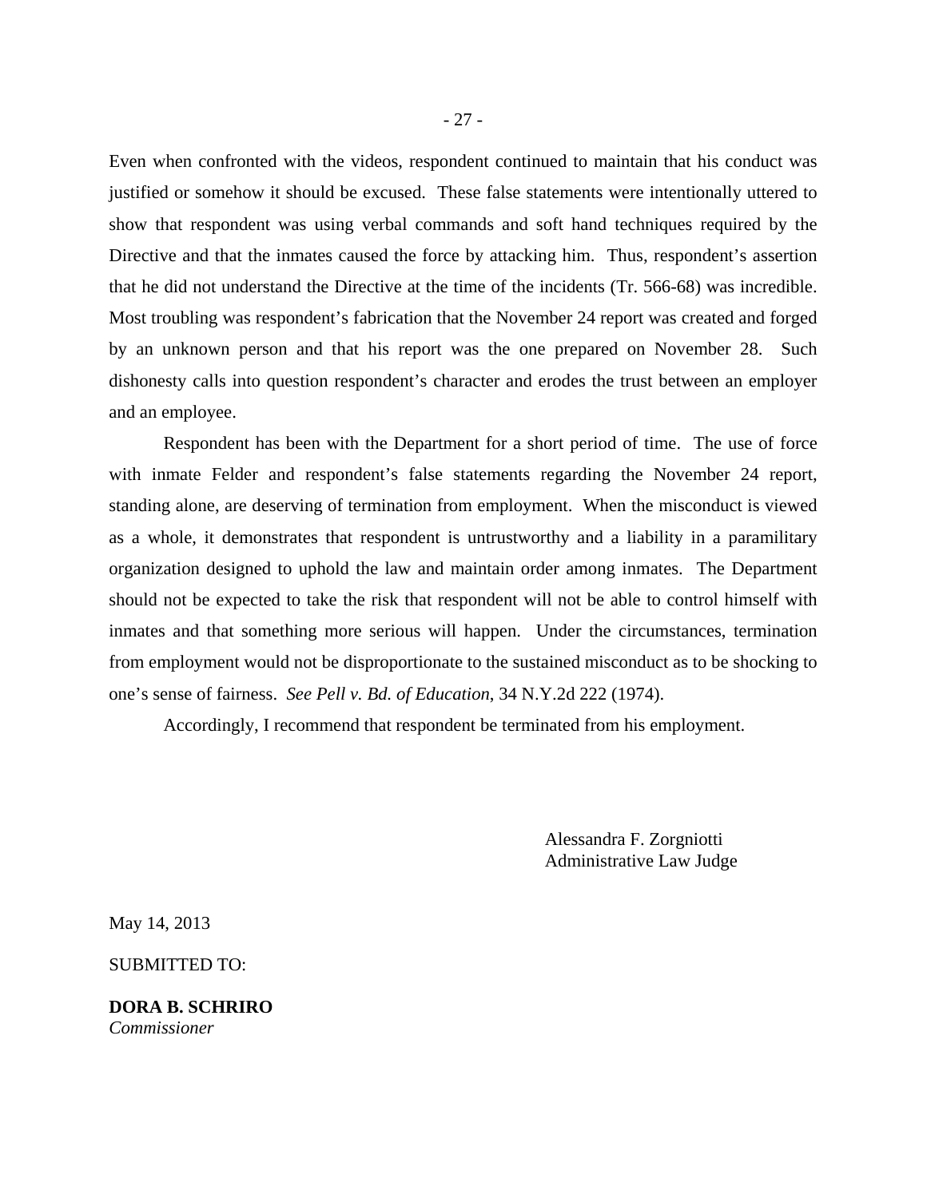Even when confronted with the videos, respondent continued to maintain that his conduct was justified or somehow it should be excused. These false statements were intentionally uttered to show that respondent was using verbal commands and soft hand techniques required by the Directive and that the inmates caused the force by attacking him. Thus, respondent's assertion that he did not understand the Directive at the time of the incidents (Tr. 566-68) was incredible. Most troubling was respondent's fabrication that the November 24 report was created and forged by an unknown person and that his report was the one prepared on November 28. Such dishonesty calls into question respondent's character and erodes the trust between an employer and an employee.

Respondent has been with the Department for a short period of time. The use of force with inmate Felder and respondent's false statements regarding the November 24 report, standing alone, are deserving of termination from employment. When the misconduct is viewed as a whole, it demonstrates that respondent is untrustworthy and a liability in a paramilitary organization designed to uphold the law and maintain order among inmates. The Department should not be expected to take the risk that respondent will not be able to control himself with inmates and that something more serious will happen. Under the circumstances, termination from employment would not be disproportionate to the sustained misconduct as to be shocking to one's sense of fairness. *See Pell v. Bd. of Education*, 34 N.Y.2d 222 (1974).

Accordingly, I recommend that respondent be terminated from his employment.

Alessandra F. Zorgniotti
Administrative Law Judge

May 14, 2013

SUBMITTED TO:

**DORA B. SCHRIRO**
*Commissioner*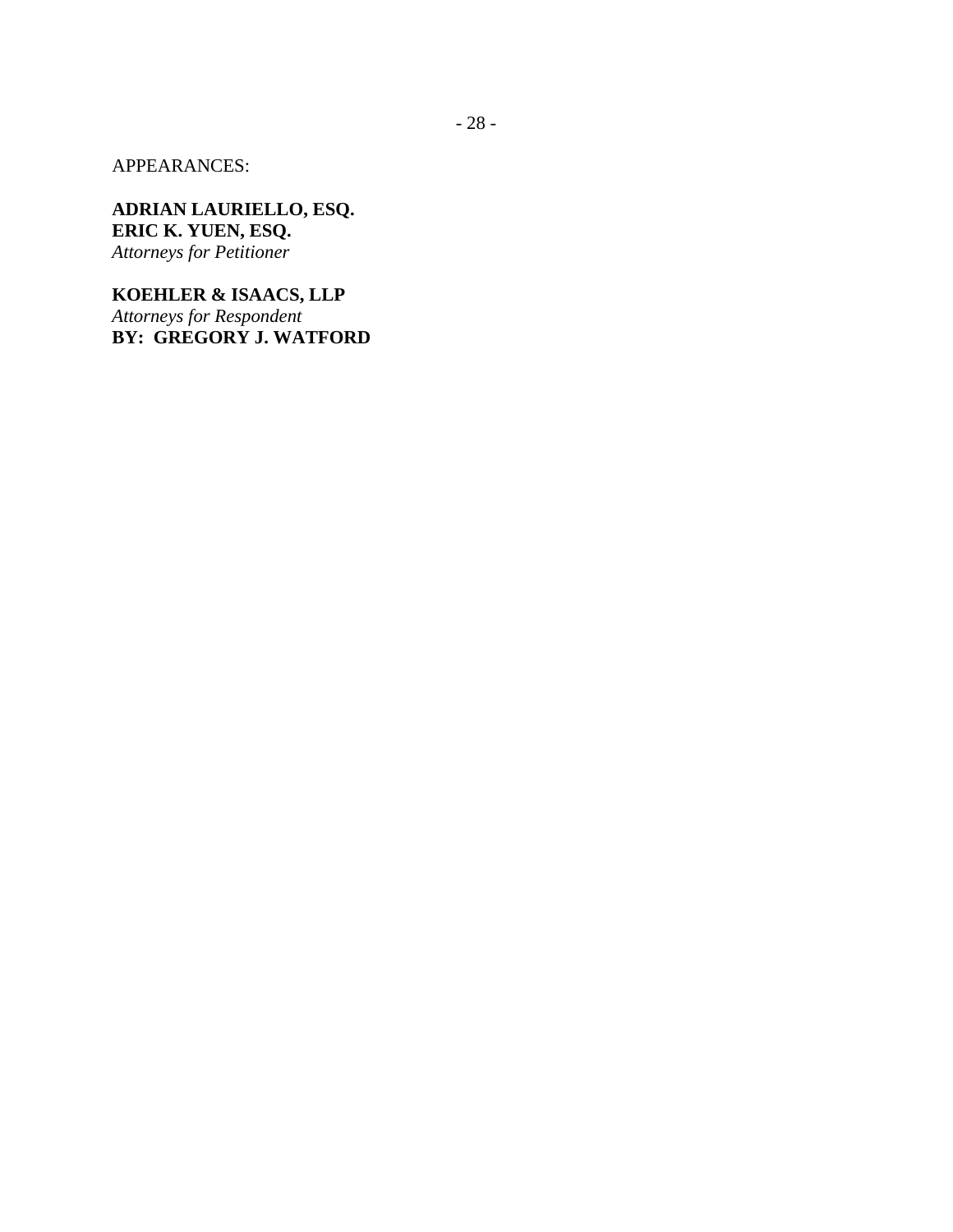APPEARANCES:

**ADRIAN LAURIELLO, ESQ.**  
**ERIC K. YUEN, ESQ.**  
*Attorneys for Petitioner*

**KOEHLER & ISAACS, LLP**  
*Attorneys for Respondent*  
**BY: GREGORY J. WATFORD**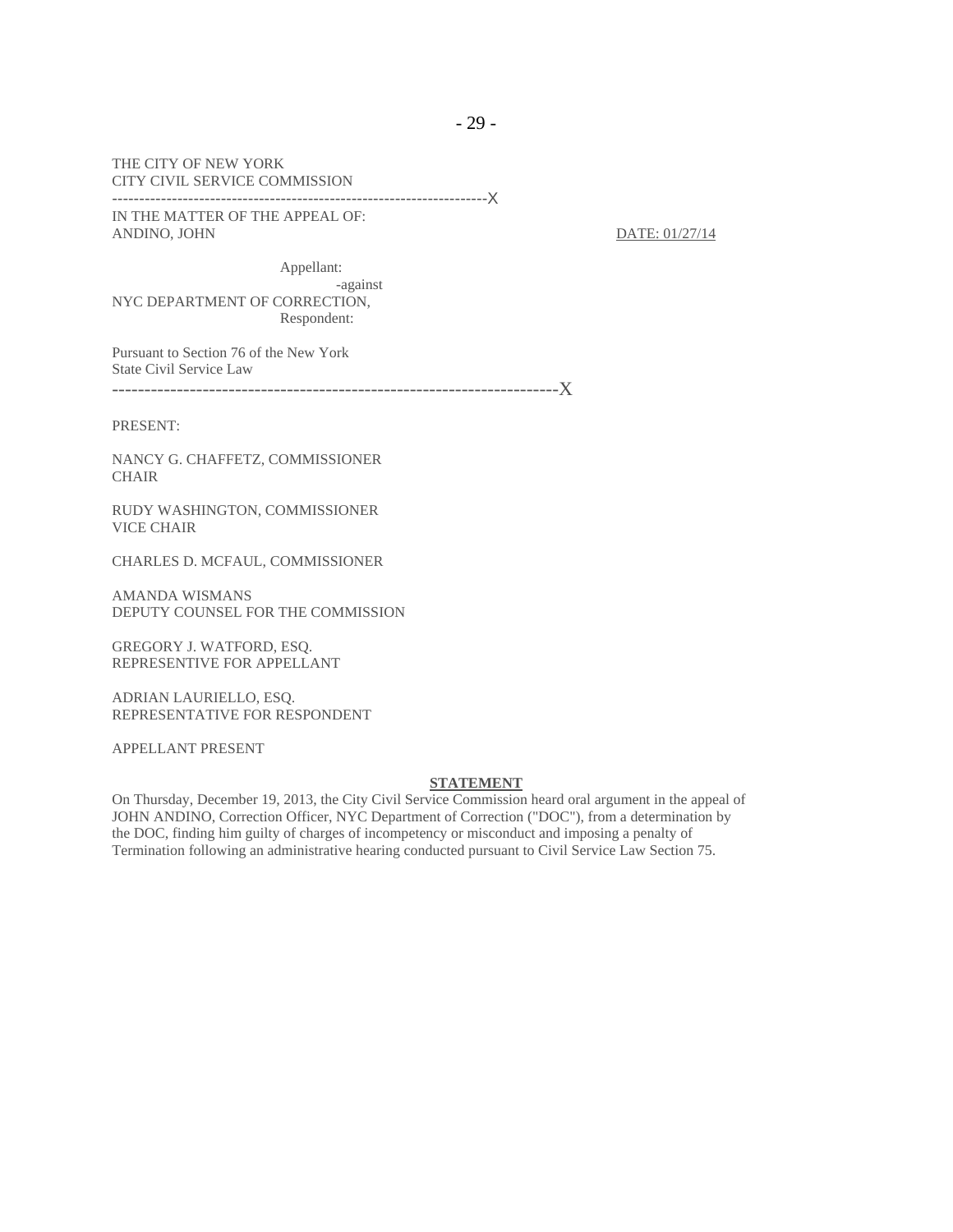THE CITY OF NEW YORK
CITY CIVIL SERVICE COMMISSION

--------------------------------------------------------------------X

IN THE MATTER OF THE APPEAL OF:
ANDINO, JOHN

DATE: 01/27/14

Appellant:

-against

NYC DEPARTMENT OF CORRECTION,

Respondent:

Pursuant to Section 76 of the New York State Civil Service Law

--------------------------------------------------------------------X

PRESENT:

NANCY G. CHAFFETZ, COMMISSIONER
CHAIR

RUDY WASHINGTON, COMMISSIONER
VICE CHAIR

CHARLES D. MCFAUL, COMMISSIONER

AMANDA WISMANS
DEPUTY COUNSEL FOR THE COMMISSION

GREGORY J. WATFORD, ESQ.
REPRESENTIVE FOR APPELLANT

ADRIAN LAURIELLO, ESQ.
REPRESENTATIVE FOR RESPONDENT

APPELLANT PRESENT

**STATEMENT**

On Thursday, December 19, 2013, the City Civil Service Commission heard oral argument in the appeal of JOHN ANDINO, Correction Officer, NYC Department of Correction ("DOC"), from a determination by the DOC, finding him guilty of charges of incompetency or misconduct and imposing a penalty of Termination following an administrative hearing conducted pursuant to Civil Service Law Section 75.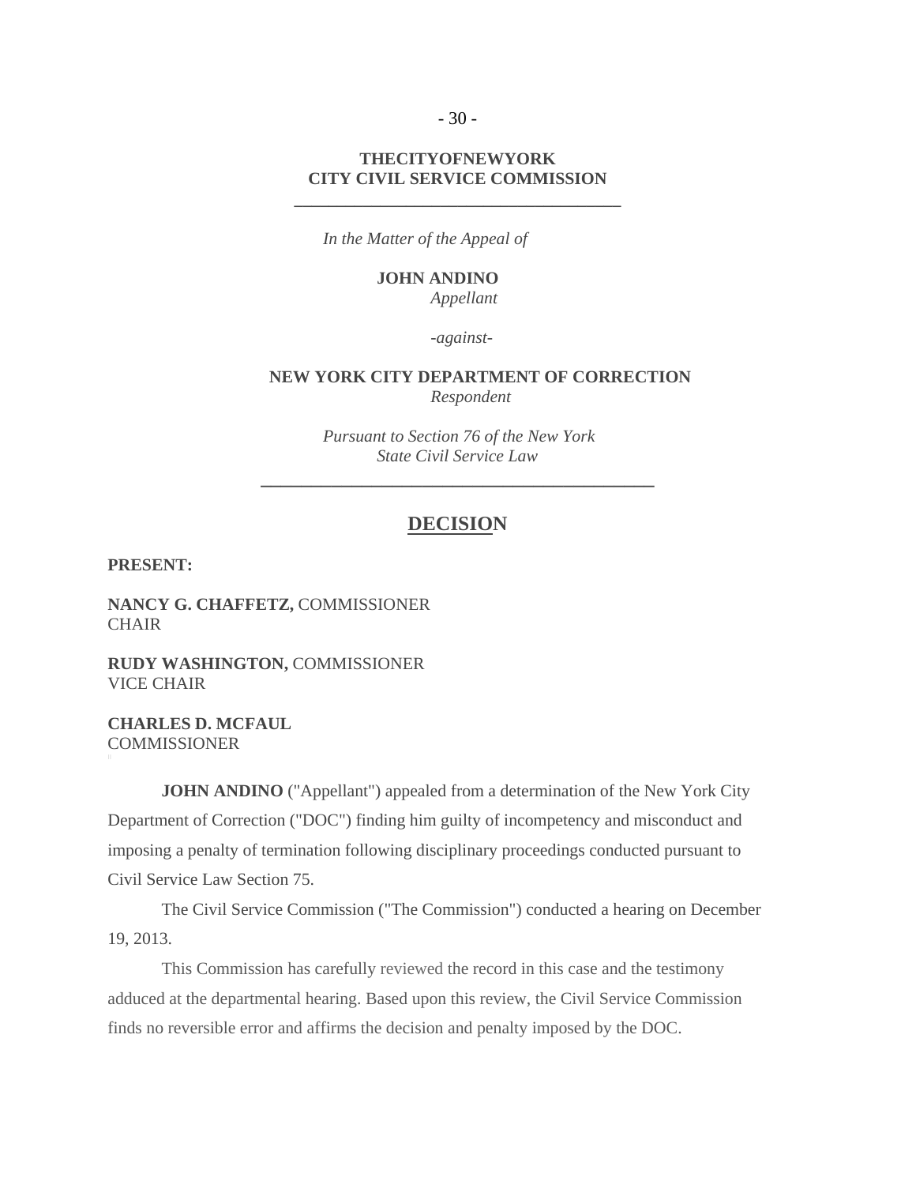**THECITYOFNEWYORK**
**CITY CIVIL SERVICE COMMISSION**

---

*In the Matter of the Appeal of*

**JOHN ANDINO**
*Appellant*

*-against-*

**NEW YORK CITY DEPARTMENT OF CORRECTION**
*Respondent*

*Pursuant to Section 76 of the New York State Civil Service Law*

---

## DECISION

**PRESENT:**

**NANCY G. CHAFFETZ,** COMMISSIONER
CHAIR

**RUDY WASHINGTON,** COMMISSIONER
VICE CHAIR

**CHARLES D. MCFAUL**
COMMISSIONER

**JOHN ANDINO** ("Appellant") appealed from a determination of the New York City Department of Correction ("DOC") finding him guilty of incompetency and misconduct and imposing a penalty of termination following disciplinary proceedings conducted pursuant to Civil Service Law Section 75.

The Civil Service Commission ("The Commission") conducted a hearing on December 19, 2013.

This Commission has carefully reviewed the record in this case and the testimony adduced at the departmental hearing. Based upon this review, the Civil Service Commission finds no reversible error and affirms the decision and penalty imposed by the DOC.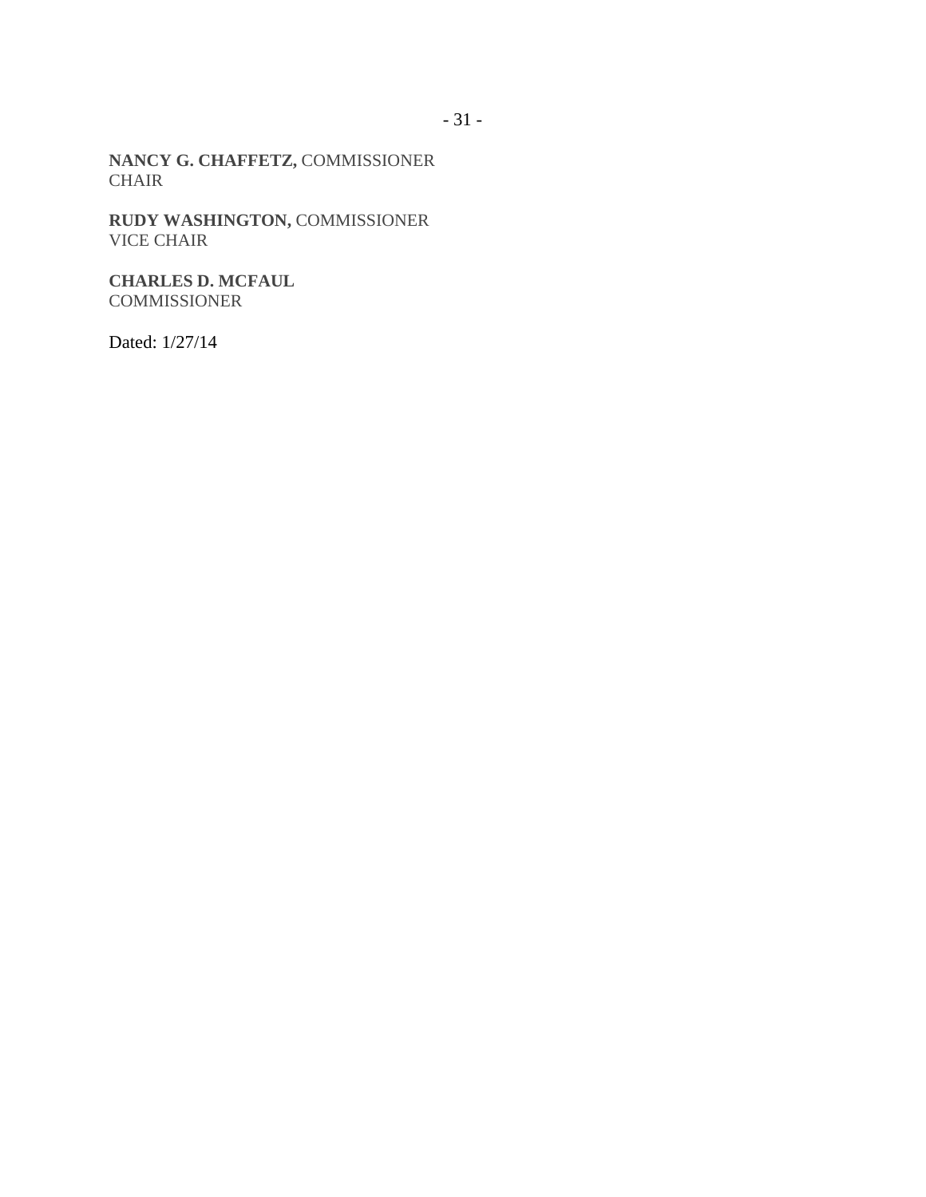**NANCY G. CHAFFETZ,** COMMISSIONER
CHAIR

**RUDY WASHINGTON,** COMMISSIONER
VICE CHAIR

**CHARLES D. MCFAUL**
COMMISSIONER

Dated: 1/27/14